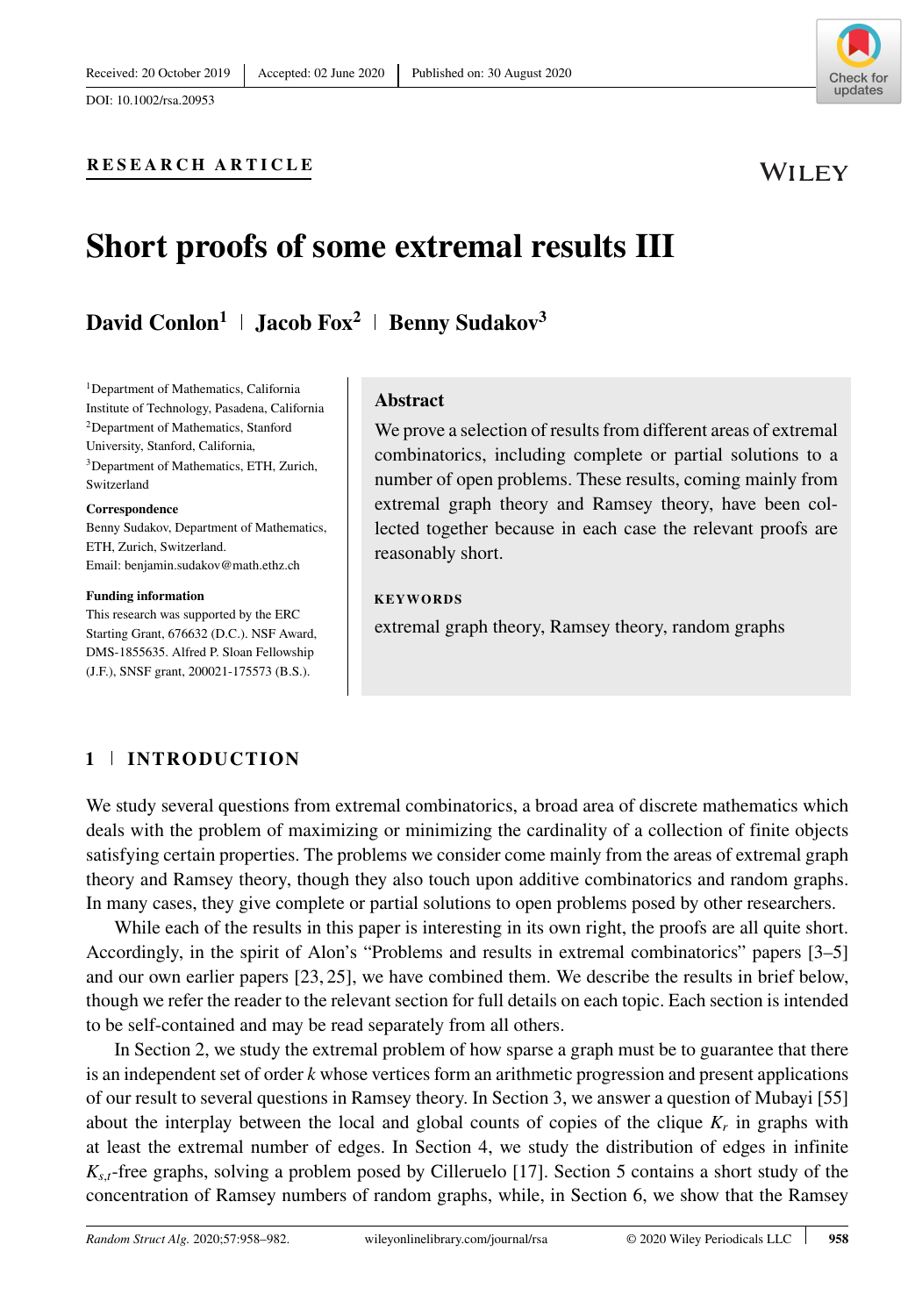Received: 20 October 2019 | Accepted: 02 June 2020 | Published on: 30 August 2020

DOI: 10.1002/rsa.20953

**RESEARCH ARTICLE**

# Short proofs of some extremal results III

**David Conlon[1] | Jacob Fox[2] | Benny Sudakov[3]**

[1]Department of Mathematics, California Institute of Technology, Pasadena, California
[2]Department of Mathematics, Stanford University, Stanford, California,
[3]Department of Mathematics, ETH, Zurich, Switzerland

**Correspondence**
Benny Sudakov, Department of Mathematics, ETH, Zurich, Switzerland.
Email: benjamin.sudakov@math.ethz.ch

**Funding information**
This research was supported by the ERC Starting Grant, 676632 (D.C.). NSF Award, DMS-1855635. Alfred P. Sloan Fellowship (J.F.), SNSF grant, 200021-175573 (B.S.).

## Abstract

We prove a selection of results from different areas of extremal combinatorics, including complete or partial solutions to a number of open problems. These results, coming mainly from extremal graph theory and Ramsey theory, have been collected together because in each case the relevant proofs are reasonably short.

**KEYWORDS**

extremal graph theory, Ramsey theory, random graphs

## 1 | INTRODUCTION

We study several questions from extremal combinatorics, a broad area of discrete mathematics which deals with the problem of maximizing or minimizing the cardinality of a collection of finite objects satisfying certain properties. The problems we consider come mainly from the areas of extremal graph theory and Ramsey theory, though they also touch upon additive combinatorics and random graphs. In many cases, they give complete or partial solutions to open problems posed by other researchers.

While each of the results in this paper is interesting in its own right, the proofs are all quite short. Accordingly, in the spirit of Alon's "Problems and results in extremal combinatorics" papers [3–5] and our own earlier papers [23, 25], we have combined them. We describe the results in brief below, though we refer the reader to the relevant section for full details on each topic. Each section is intended to be self-contained and may be read separately from all others.

In Section 2, we study the extremal problem of how sparse a graph must be to guarantee that there is an independent set of order $k$ whose vertices form an arithmetic progression and present applications of our result to several questions in Ramsey theory. In Section 3, we answer a question of Mubayi [55] about the interplay between the local and global counts of copies of the clique $K_r$ in graphs with at least the extremal number of edges. In Section 4, we study the distribution of edges in infinite $K_{s,t}$-free graphs, solving a problem posed by Cilleruelo [17]. Section 5 contains a short study of the concentration of Ramsey numbers of random graphs, while, in Section 6, we show that the Ramsey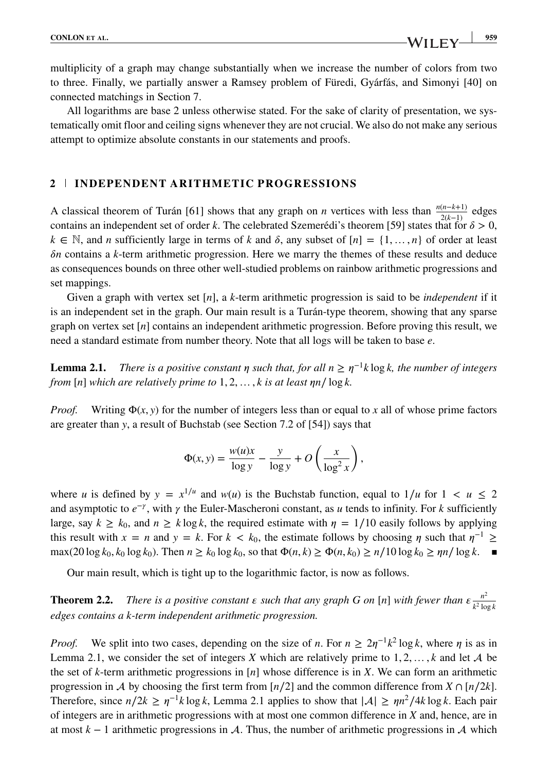multiplicity of a graph may change substantially when we increase the number of colors from two to three. Finally, we partially answer a Ramsey problem of Füredi, Gyárfás, and Simonyi [40] on connected matchings in Section 7.

All logarithms are base 2 unless otherwise stated. For the sake of clarity of presentation, we systematically omit floor and ceiling signs whenever they are not crucial. We also do not make any serious attempt to optimize absolute constants in our statements and proofs.

## 2 | INDEPENDENT ARITHMETIC PROGRESSIONS

A classical theorem of Turán [61] shows that any graph on $n$ vertices with less than $\frac{n(n-k+1)}{2(k-1)}$ edges contains an independent set of order $k$. The celebrated Szemerédi's theorem [59] states that for $\delta > 0$, $k \in \mathbb{N}$, and $n$ sufficiently large in terms of $k$ and $\delta$, any subset of $[n] = \{1, \ldots, n\}$ of order at least $\delta n$ contains a $k$-term arithmetic progression. Here we marry the themes of these results and deduce as consequences bounds on three other well-studied problems on rainbow arithmetic progressions and set mappings.

Given a graph with vertex set $[n]$, a $k$-term arithmetic progression is said to be *independent* if it is an independent set in the graph. Our main result is a Turán-type theorem, showing that any sparse graph on vertex set $[n]$ contains an independent arithmetic progression. Before proving this result, we need a standard estimate from number theory. Note that all logs will be taken to base $e$.

**Lemma 2.1.** *There is a positive constant $\eta$ such that, for all $n \geq \eta^{-1} k \log k$, the number of integers from $[n]$ which are relatively prime to $1, 2, \ldots, k$ is at least $\eta n / \log k$.*

*Proof.* Writing $\Phi(x, y)$ for the number of integers less than or equal to $x$ all of whose prime factors are greater than $y$, a result of Buchstab (see Section 7.2 of [54]) says that

$$\Phi(x, y) = \frac{w(u)x}{\log y} - \frac{y}{\log y} + O\left(\frac{x}{\log^2 x}\right),$$

where $u$ is defined by $y = x^{1/u}$ and $w(u)$ is the Buchstab function, equal to $1/u$ for $1 < u \leq 2$ and asymptotic to $e^{-\gamma}$, with $\gamma$ the Euler-Mascheroni constant, as $u$ tends to infinity. For $k$ sufficiently large, say $k \geq k_0$, and $n \geq k \log k$, the required estimate with $\eta = 1/10$ easily follows by applying this result with $x = n$ and $y = k$. For $k < k_0$, the estimate follows by choosing $\eta$ such that $\eta^{-1} \geq \max(20 \log k_0, k_0 \log k_0)$. Then $n \geq k_0 \log k_0$, so that $\Phi(n, k) \geq \Phi(n, k_0) \geq n/10 \log k_0 \geq \eta n / \log k$. ∎

Our main result, which is tight up to the logarithmic factor, is now as follows.

**Theorem 2.2.** *There is a positive constant $\varepsilon$ such that any graph $G$ on $[n]$ with fewer than $\varepsilon \frac{n^2}{k^2 \log k}$ edges contains a $k$-term independent arithmetic progression.*

*Proof.* We split into two cases, depending on the size of $n$. For $n \geq 2\eta^{-1} k^2 \log k$, where $\eta$ is as in Lemma 2.1, we consider the set of integers $X$ which are relatively prime to $1, 2, \ldots, k$ and let $\mathcal{A}$ be the set of $k$-term arithmetic progressions in $[n]$ whose difference is in $X$. We can form an arithmetic progression in $\mathcal{A}$ by choosing the first term from $[n/2]$ and the common difference from $X \cap [n/2k]$. Therefore, since $n/2k \geq \eta^{-1} k \log k$, Lemma 2.1 applies to show that $|\mathcal{A}| \geq \eta n^2 / 4k \log k$. Each pair of integers are in arithmetic progressions with at most one common difference in $X$ and, hence, are in at most $k - 1$ arithmetic progressions in $\mathcal{A}$. Thus, the number of arithmetic progressions in $\mathcal{A}$ which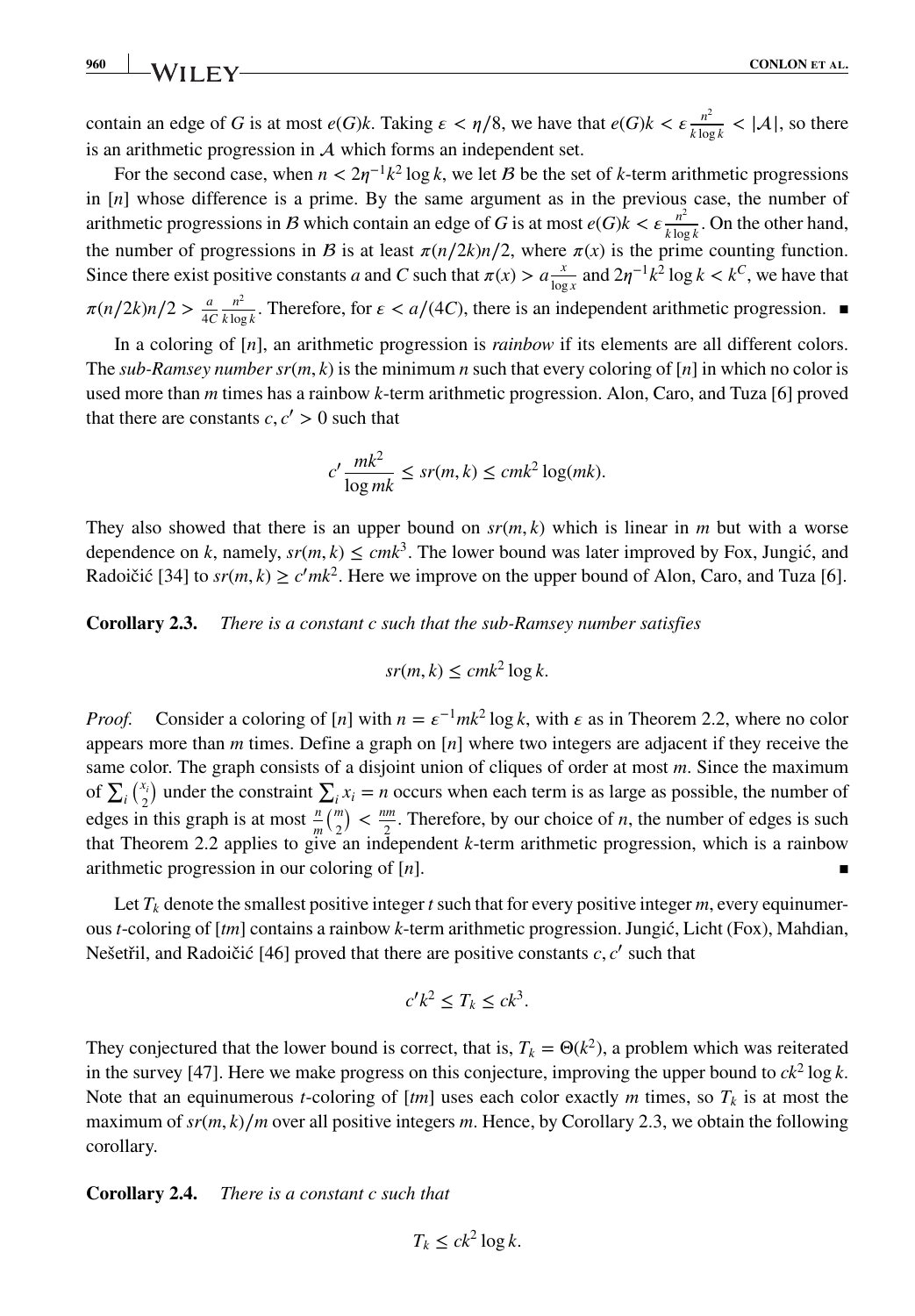contain an edge of $G$ is at most $e(G)k$. Taking $\varepsilon < \eta/8$, we have that $e(G)k < \varepsilon \frac{n^2}{k \log k} < |\mathcal{A}|$, so there is an arithmetic progression in $\mathcal{A}$ which forms an independent set.

For the second case, when $n < 2\eta^{-1}k^2 \log k$, we let $\mathcal{B}$ be the set of $k$-term arithmetic progressions in $[n]$ whose difference is a prime. By the same argument as in the previous case, the number of arithmetic progressions in $\mathcal{B}$ which contain an edge of $G$ is at most $e(G)k < \varepsilon \frac{n^2}{k \log k}$. On the other hand, the number of progressions in $\mathcal{B}$ is at least $\pi(n/2k)n/2$, where $\pi(x)$ is the prime counting function. Since there exist positive constants $a$ and $C$ such that $\pi(x) > a \frac{x}{\log x}$ and $2\eta^{-1}k^2 \log k < k^C$, we have that $\pi(n/2k)n/2 > \frac{a}{4C} \frac{n^2}{k \log k}$. Therefore, for $\varepsilon < a/(4C)$, there is an independent arithmetic progression. ∎

In a coloring of $[n]$, an arithmetic progression is *rainbow* if its elements are all different colors. The *sub-Ramsey number* $sr(m, k)$ is the minimum $n$ such that every coloring of $[n]$ in which no color is used more than $m$ times has a rainbow $k$-term arithmetic progression. Alon, Caro, and Tuza [6] proved that there are constants $c, c' > 0$ such that

$$c' \frac{mk^2}{\log mk} \le sr(m, k) \le cmk^2 \log(mk).$$

They also showed that there is an upper bound on $sr(m, k)$ which is linear in $m$ but with a worse dependence on $k$, namely, $sr(m, k) \le cmk^3$. The lower bound was later improved by Fox, Jungić, and Radoičić [34] to $sr(m, k) \ge c'mk^2$. Here we improve on the upper bound of Alon, Caro, and Tuza [6].

**Corollary 2.3.** *There is a constant $c$ such that the sub-Ramsey number satisfies*

$$sr(m, k) \le cmk^2 \log k.$$

*Proof.* Consider a coloring of $[n]$ with $n = \varepsilon^{-1}mk^2 \log k$, with $\varepsilon$ as in Theorem 2.2, where no color appears more than $m$ times. Define a graph on $[n]$ where two integers are adjacent if they receive the same color. The graph consists of a disjoint union of cliques of order at most $m$. Since the maximum of $\sum_i \binom{x_i}{2}$ under the constraint $\sum_i x_i = n$ occurs when each term is as large as possible, the number of edges in this graph is at most $\frac{n}{m}\binom{m}{2} < \frac{nm}{2}$. Therefore, by our choice of $n$, the number of edges is such that Theorem 2.2 applies to give an independent $k$-term arithmetic progression, which is a rainbow arithmetic progression in our coloring of $[n]$. ∎

Let $T_k$ denote the smallest positive integer $t$ such that for every positive integer $m$, every equinumerous $t$-coloring of $[tm]$ contains a rainbow $k$-term arithmetic progression. Jungić, Licht (Fox), Mahdian, Nešetřil, and Radoičić [46] proved that there are positive constants $c, c'$ such that

$$c'k^2 \le T_k \le ck^3.$$

They conjectured that the lower bound is correct, that is, $T_k = \Theta(k^2)$, a problem which was reiterated in the survey [47]. Here we make progress on this conjecture, improving the upper bound to $ck^2 \log k$. Note that an equinumerous $t$-coloring of $[tm]$ uses each color exactly $m$ times, so $T_k$ is at most the maximum of $sr(m, k)/m$ over all positive integers $m$. Hence, by Corollary 2.3, we obtain the following corollary.

**Corollary 2.4.** *There is a constant $c$ such that*

$$T_k \le ck^2 \log k.$$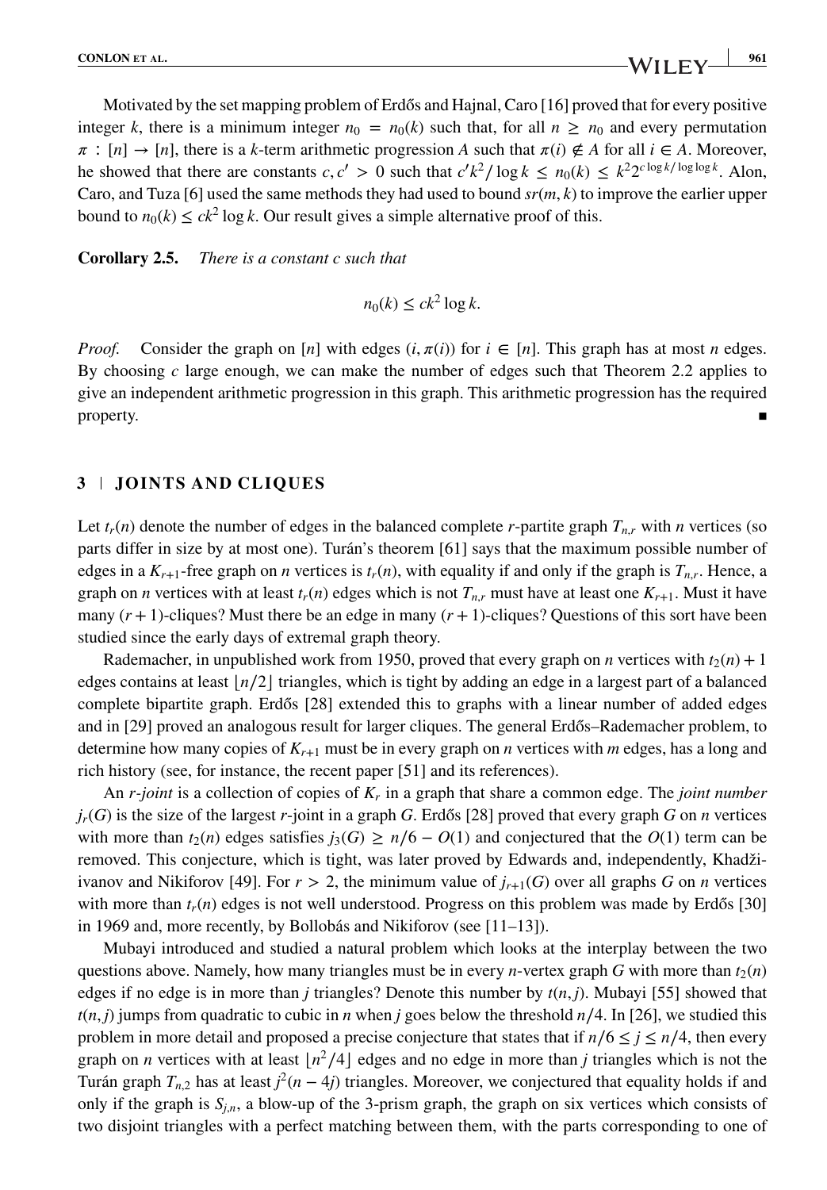Motivated by the set mapping problem of Erdős and Hajnal, Caro [16] proved that for every positive integer $k$, there is a minimum integer $n_0 = n_0(k)$ such that, for all $n \geq n_0$ and every permutation $\pi : [n] \to [n]$, there is a $k$-term arithmetic progression $A$ such that $\pi(i) \notin A$ for all $i \in A$. Moreover, he showed that there are constants $c, c' > 0$ such that $c'k^2/\log k \leq n_0(k) \leq k^2 2^{c \log k/\log\log k}$. Alon, Caro, and Tuza [6] used the same methods they had used to bound $sr(m,k)$ to improve the earlier upper bound to $n_0(k) \leq ck^2 \log k$. Our result gives a simple alternative proof of this.

**Corollary 2.5.** *There is a constant $c$ such that*

$$n_0(k) \leq ck^2 \log k.$$

*Proof.* Consider the graph on $[n]$ with edges $(i, \pi(i))$ for $i \in [n]$. This graph has at most $n$ edges. By choosing $c$ large enough, we can make the number of edges such that Theorem 2.2 applies to give an independent arithmetic progression in this graph. This arithmetic progression has the required property. ∎

## 3 | JOINTS AND CLIQUES

Let $t_r(n)$ denote the number of edges in the balanced complete $r$-partite graph $T_{n,r}$ with $n$ vertices (so parts differ in size by at most one). Turán's theorem [61] says that the maximum possible number of edges in a $K_{r+1}$-free graph on $n$ vertices is $t_r(n)$, with equality if and only if the graph is $T_{n,r}$. Hence, a graph on $n$ vertices with at least $t_r(n)$ edges which is not $T_{n,r}$ must have at least one $K_{r+1}$. Must it have many $(r+1)$-cliques? Must there be an edge in many $(r+1)$-cliques? Questions of this sort have been studied since the early days of extremal graph theory.

Rademacher, in unpublished work from 1950, proved that every graph on $n$ vertices with $t_2(n) + 1$ edges contains at least $\lfloor n/2 \rfloor$ triangles, which is tight by adding an edge in a largest part of a balanced complete bipartite graph. Erdős [28] extended this to graphs with a linear number of added edges and in [29] proved an analogous result for larger cliques. The general Erdős–Rademacher problem, to determine how many copies of $K_{r+1}$ must be in every graph on $n$ vertices with $m$ edges, has a long and rich history (see, for instance, the recent paper [51] and its references).

An *$r$-joint* is a collection of copies of $K_r$ in a graph that share a common edge. The *joint number* $j_r(G)$ is the size of the largest $r$-joint in a graph $G$. Erdős [28] proved that every graph $G$ on $n$ vertices with more than $t_2(n)$ edges satisfies $j_3(G) \geq n/6 - O(1)$ and conjectured that the $O(1)$ term can be removed. This conjecture, which is tight, was later proved by Edwards and, independently, Khadžiivanov and Nikiforov [49]. For $r > 2$, the minimum value of $j_{r+1}(G)$ over all graphs $G$ on $n$ vertices with more than $t_r(n)$ edges is not well understood. Progress on this problem was made by Erdős [30] in 1969 and, more recently, by Bollobás and Nikiforov (see [11–13]).

Mubayi introduced and studied a natural problem which looks at the interplay between the two questions above. Namely, how many triangles must be in every $n$-vertex graph $G$ with more than $t_2(n)$ edges if no edge is in more than $j$ triangles? Denote this number by $t(n,j)$. Mubayi [55] showed that $t(n,j)$ jumps from quadratic to cubic in $n$ when $j$ goes below the threshold $n/4$. In [26], we studied this problem in more detail and proposed a precise conjecture that states that if $n/6 \leq j \leq n/4$, then every graph on $n$ vertices with at least $\lfloor n^2/4 \rfloor$ edges and no edge in more than $j$ triangles which is not the Turán graph $T_{n,2}$ has at least $j^2(n-4j)$ triangles. Moreover, we conjectured that equality holds if and only if the graph is $S_{j,n}$, a blow-up of the 3-prism graph, the graph on six vertices which consists of two disjoint triangles with a perfect matching between them, with the parts corresponding to one of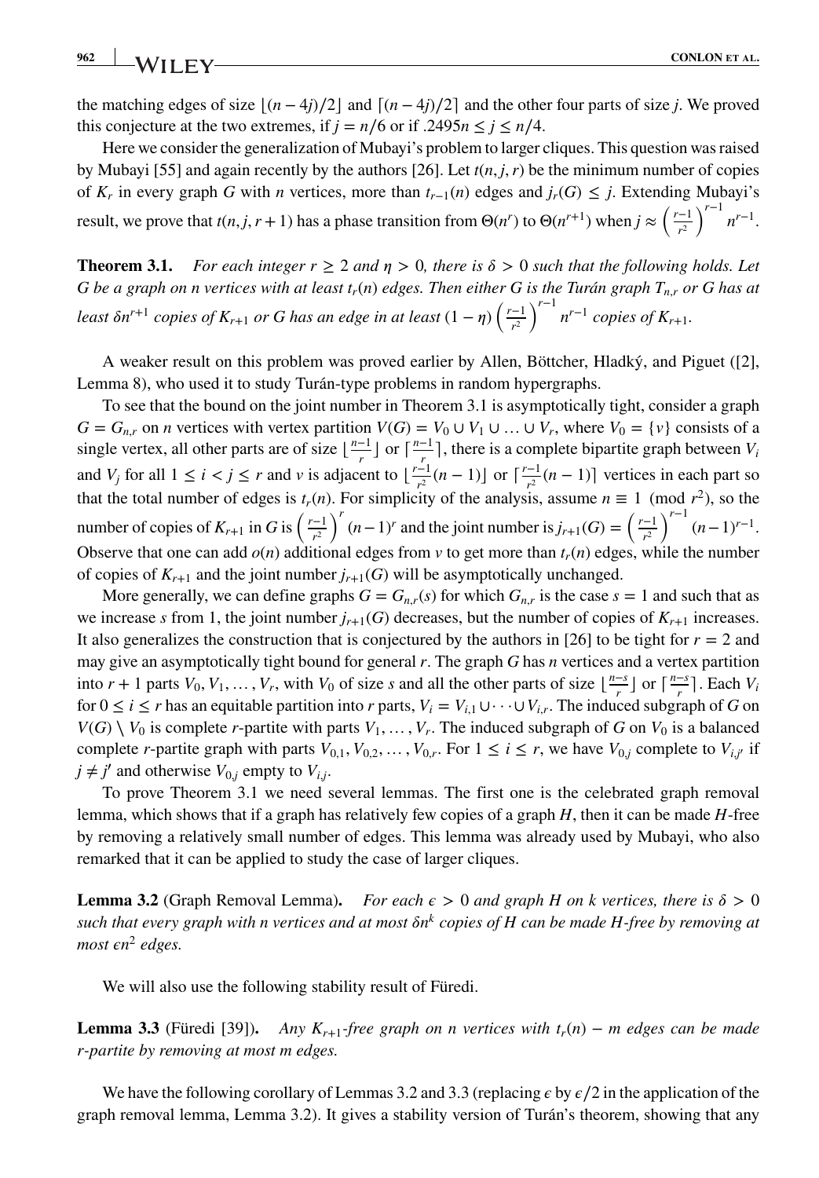the matching edges of size $\lfloor (n-4j)/2 \rfloor$ and $\lceil (n-4j)/2 \rceil$ and the other four parts of size $j$. We proved this conjecture at the two extremes, if $j = n/6$ or if $.2495n \leq j \leq n/4$.

Here we consider the generalization of Mubayi's problem to larger cliques. This question was raised by Mubayi [55] and again recently by the authors [26]. Let $t(n, j, r)$ be the minimum number of copies of $K_r$ in every graph $G$ with $n$ vertices, more than $t_{r-1}(n)$ edges and $j_r(G) \leq j$. Extending Mubayi's result, we prove that $t(n, j, r+1)$ has a phase transition from $\Theta(n^r)$ to $\Theta(n^{r+1})$ when $j \approx \left(\frac{r-1}{r^2}\right)^{r-1} n^{r-1}$.

**Theorem 3.1.** *For each integer $r \geq 2$ and $\eta > 0$, there is $\delta > 0$ such that the following holds. Let $G$ be a graph on $n$ vertices with at least $t_r(n)$ edges. Then either $G$ is the Turán graph $T_{n,r}$ or $G$ has at least $\delta n^{r+1}$ copies of $K_{r+1}$ or $G$ has an edge in at least $(1-\eta)\left(\frac{r-1}{r^2}\right)^{r-1} n^{r-1}$ copies of $K_{r+1}$.*

A weaker result on this problem was proved earlier by Allen, Böttcher, Hladký, and Piguet ([2], Lemma 8), who used it to study Turán-type problems in random hypergraphs.

To see that the bound on the joint number in Theorem 3.1 is asymptotically tight, consider a graph $G = G_{n,r}$ on $n$ vertices with vertex partition $V(G) = V_0 \cup V_1 \cup \ldots \cup V_r$, where $V_0 = \{v\}$ consists of a single vertex, all other parts are of size $\lfloor \frac{n-1}{r} \rfloor$ or $\lceil \frac{n-1}{r} \rceil$, there is a complete bipartite graph between $V_i$ and $V_j$ for all $1 \leq i < j \leq r$ and $v$ is adjacent to $\lfloor \frac{r-1}{r^2}(n-1) \rfloor$ or $\lceil \frac{r-1}{r^2}(n-1) \rceil$ vertices in each part so that the total number of edges is $t_r(n)$. For simplicity of the analysis, assume $n \equiv 1 \pmod{r^2}$, so the number of copies of $K_{r+1}$ in $G$ is $\left(\frac{r-1}{r^2}\right)^r (n-1)^r$ and the joint number is $j_{r+1}(G) = \left(\frac{r-1}{r^2}\right)^{r-1} (n-1)^{r-1}$. Observe that one can add $o(n)$ additional edges from $v$ to get more than $t_r(n)$ edges, while the number of copies of $K_{r+1}$ and the joint number $j_{r+1}(G)$ will be asymptotically unchanged.

More generally, we can define graphs $G = G_{n,r}(s)$ for which $G_{n,r}$ is the case $s = 1$ and such that as we increase $s$ from 1, the joint number $j_{r+1}(G)$ decreases, but the number of copies of $K_{r+1}$ increases. It also generalizes the construction that is conjectured by the authors in [26] to be tight for $r = 2$ and may give an asymptotically tight bound for general $r$. The graph $G$ has $n$ vertices and a vertex partition into $r+1$ parts $V_0, V_1, \ldots, V_r$, with $V_0$ of size $s$ and all the other parts of size $\lfloor \frac{n-s}{r} \rfloor$ or $\lceil \frac{n-s}{r} \rceil$. Each $V_i$ for $0 \leq i \leq r$ has an equitable partition into $r$ parts, $V_i = V_{i,1} \cup \cdots \cup V_{i,r}$. The induced subgraph of $G$ on $V(G) \setminus V_0$ is complete $r$-partite with parts $V_1, \ldots, V_r$. The induced subgraph of $G$ on $V_0$ is a balanced complete $r$-partite graph with parts $V_{0,1}, V_{0,2}, \ldots, V_{0,r}$. For $1 \leq i \leq r$, we have $V_{0,j}$ complete to $V_{i,j'}$ if $j \neq j'$ and otherwise $V_{0,j}$ empty to $V_{i,j}$.

To prove Theorem 3.1 we need several lemmas. The first one is the celebrated graph removal lemma, which shows that if a graph has relatively few copies of a graph $H$, then it can be made $H$-free by removing a relatively small number of edges. This lemma was already used by Mubayi, who also remarked that it can be applied to study the case of larger cliques.

**Lemma 3.2** (Graph Removal Lemma). *For each $\epsilon > 0$ and graph $H$ on $k$ vertices, there is $\delta > 0$ such that every graph with $n$ vertices and at most $\delta n^k$ copies of $H$ can be made $H$-free by removing at most $\epsilon n^2$ edges.*

We will also use the following stability result of Füredi.

**Lemma 3.3** (Füredi [39]). *Any $K_{r+1}$-free graph on $n$ vertices with $t_r(n) - m$ edges can be made $r$-partite by removing at most $m$ edges.*

We have the following corollary of Lemmas 3.2 and 3.3 (replacing $\epsilon$ by $\epsilon/2$ in the application of the graph removal lemma, Lemma 3.2). It gives a stability version of Turán's theorem, showing that any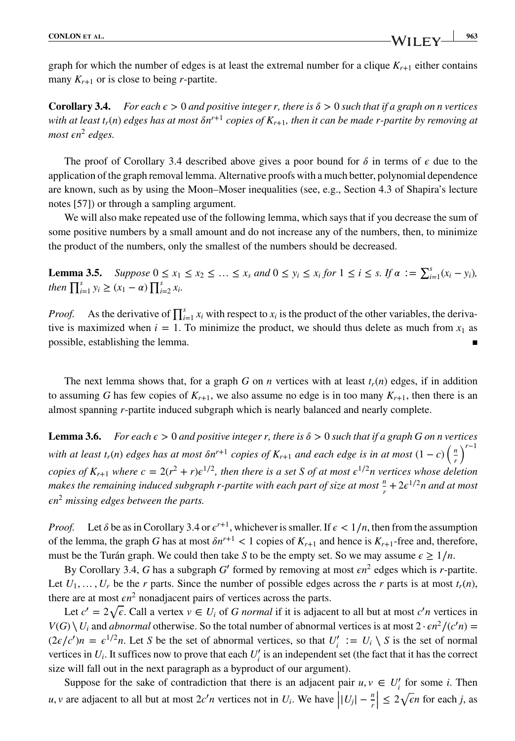graph for which the number of edges is at least the extremal number for a clique $K_{r+1}$ either contains many $K_{r+1}$ or is close to being $r$-partite.

**Corollary 3.4.** *For each $\epsilon > 0$ and positive integer $r$, there is $\delta > 0$ such that if a graph on $n$ vertices with at least $t_r(n)$ edges has at most $\delta n^{r+1}$ copies of $K_{r+1}$, then it can be made $r$-partite by removing at most $\epsilon n^2$ edges.*

The proof of Corollary 3.4 described above gives a poor bound for $\delta$ in terms of $\epsilon$ due to the application of the graph removal lemma. Alternative proofs with a much better, polynomial dependence are known, such as by using the Moon–Moser inequalities (see, e.g., Section 4.3 of Shapira's lecture notes [57]) or through a sampling argument.

We will also make repeated use of the following lemma, which says that if you decrease the sum of some positive numbers by a small amount and do not increase any of the numbers, then, to minimize the product of the numbers, only the smallest of the numbers should be decreased.

**Lemma 3.5.** *Suppose $0 \le x_1 \le x_2 \le \ldots \le x_s$ and $0 \le y_i \le x_i$ for $1 \le i \le s$. If $\alpha := \sum_{i=1}^{s}(x_i - y_i)$, then $\prod_{i=1}^{s} y_i \ge (x_1 - \alpha)\prod_{i=2}^{s} x_i$.*

*Proof.* As the derivative of $\prod_{i=1}^{s} x_i$ with respect to $x_i$ is the product of the other variables, the derivative is maximized when $i = 1$. To minimize the product, we should thus delete as much from $x_1$ as possible, establishing the lemma. ∎

The next lemma shows that, for a graph $G$ on $n$ vertices with at least $t_r(n)$ edges, if in addition to assuming $G$ has few copies of $K_{r+1}$, we also assume no edge is in too many $K_{r+1}$, then there is an almost spanning $r$-partite induced subgraph which is nearly balanced and nearly complete.

**Lemma 3.6.** *For each $\epsilon > 0$ and positive integer $r$, there is $\delta > 0$ such that if a graph $G$ on $n$ vertices with at least $t_r(n)$ edges has at most $\delta n^{r+1}$ copies of $K_{r+1}$ and each edge is in at most $(1-c)\left(\frac{n}{r}\right)^{r-1}$ copies of $K_{r+1}$ where $c = 2(r^2 + r)\epsilon^{1/2}$, then there is a set $S$ of at most $\epsilon^{1/2}n$ vertices whose deletion makes the remaining induced subgraph $r$-partite with each part of size at most $\frac{n}{r} + 2\epsilon^{1/2}n$ and at most $\epsilon n^2$ missing edges between the parts.*

*Proof.* Let $\delta$ be as in Corollary 3.4 or $\epsilon^{r+1}$, whichever is smaller. If $\epsilon < 1/n$, then from the assumption of the lemma, the graph $G$ has at most $\delta n^{r+1} < 1$ copies of $K_{r+1}$ and hence is $K_{r+1}$-free and, therefore, must be the Turán graph. We could then take $S$ to be the empty set. So we may assume $\epsilon \ge 1/n$.

By Corollary 3.4, $G$ has a subgraph $G'$ formed by removing at most $\epsilon n^2$ edges which is $r$-partite. Let $U_1, \ldots, U_r$ be the $r$ parts. Since the number of possible edges across the $r$ parts is at most $t_r(n)$, there are at most $\epsilon n^2$ nonadjacent pairs of vertices across the parts.

Let $c' = 2\sqrt{\epsilon}$. Call a vertex $v \in U_i$ of $G$ *normal* if it is adjacent to all but at most $c'n$ vertices in $V(G) \setminus U_i$ and *abnormal* otherwise. So the total number of abnormal vertices is at most $2 \cdot \epsilon n^2/(c'n) = (2\epsilon/c')n = \epsilon^{1/2}n$. Let $S$ be the set of abnormal vertices, so that $U_i' := U_i \setminus S$ is the set of normal vertices in $U_i$. It suffices now to prove that each $U_i'$ is an independent set (the fact that it has the correct size will fall out in the next paragraph as a byproduct of our argument).

Suppose for the sake of contradiction that there is an adjacent pair $u, v \in U_i'$ for some $i$. Then $u, v$ are adjacent to all but at most $2c'n$ vertices not in $U_i$. We have $\left||U_j| - \frac{n}{r}\right| \le 2\sqrt{\epsilon}n$ for each $j$, as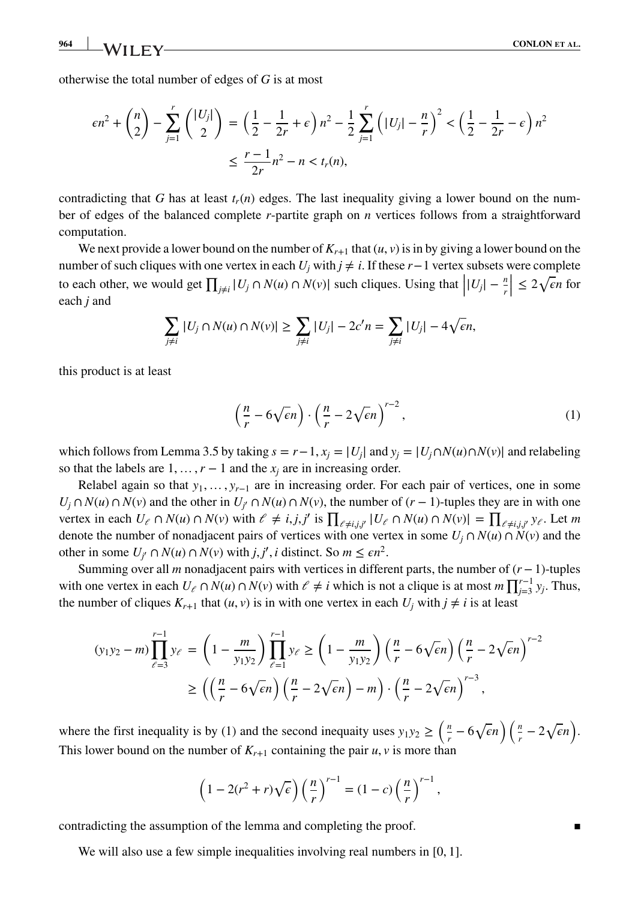otherwise the total number of edges of $G$ is at most

$$\epsilon n^2 + \binom{n}{2} - \sum_{j=1}^{r} \binom{|U_j|}{2} = \left(\frac{1}{2} - \frac{1}{2r} + \epsilon\right) n^2 - \frac{1}{2} \sum_{j=1}^{r} \left(|U_j| - \frac{n}{r}\right)^2 < \left(\frac{1}{2} - \frac{1}{2r} - \epsilon\right) n^2$$
$$\leq \frac{r-1}{2r} n^2 - n < t_r(n),$$

contradicting that $G$ has at least $t_r(n)$ edges. The last inequality giving a lower bound on the number of edges of the balanced complete $r$-partite graph on $n$ vertices follows from a straightforward computation.

We next provide a lower bound on the number of $K_{r+1}$ that $(u, v)$ is in by giving a lower bound on the number of such cliques with one vertex in each $U_j$ with $j \neq i$. If these $r-1$ vertex subsets were complete to each other, we would get $\prod_{j \neq i} |U_j \cap N(u) \cap N(v)|$ such cliques. Using that $\left||U_j| - \frac{n}{r}\right| \leq 2\sqrt{\epsilon} n$ for each $j$ and

$$\sum_{j \neq i} |U_j \cap N(u) \cap N(v)| \geq \sum_{j \neq i} |U_j| - 2c'n = \sum_{j \neq i} |U_j| - 4\sqrt{\epsilon} n,$$

this product is at least

$$\left(\frac{n}{r} - 6\sqrt{\epsilon} n\right) \cdot \left(\frac{n}{r} - 2\sqrt{\epsilon} n\right)^{r-2}, \tag{1}$$

which follows from Lemma 3.5 by taking $s = r-1$, $x_j = |U_j|$ and $y_j = |U_j \cap N(u) \cap N(v)|$ and relabeling so that the labels are $1, \ldots, r-1$ and the $x_j$ are in increasing order.

Relabel again so that $y_1, \ldots, y_{r-1}$ are in increasing order. For each pair of vertices, one in some $U_j \cap N(u) \cap N(v)$ and the other in $U_{j'} \cap N(u) \cap N(v)$, the number of $(r-1)$-tuples they are in with one vertex in each $U_\ell \cap N(u) \cap N(v)$ with $\ell \neq i, j, j'$ is $\prod_{\ell \neq i,j,j'} |U_\ell \cap N(u) \cap N(v)| = \prod_{\ell \neq i,j,j'} y_\ell$. Let $m$ denote the number of nonadjacent pairs of vertices with one vertex in some $U_j \cap N(u) \cap N(v)$ and the other in some $U_{j'} \cap N(u) \cap N(v)$ with $j, j', i$ distinct. So $m \leq \epsilon n^2$.

Summing over all $m$ nonadjacent pairs with vertices in different parts, the number of $(r-1)$-tuples with one vertex in each $U_\ell \cap N(u) \cap N(v)$ with $\ell \neq i$ which is not a clique is at most $m \prod_{j=3}^{r-1} y_j$. Thus, the number of cliques $K_{r+1}$ that $(u, v)$ is in with one vertex in each $U_j$ with $j \neq i$ is at least

$$(y_1 y_2 - m) \prod_{\ell=3}^{r-1} y_\ell = \left(1 - \frac{m}{y_1 y_2}\right) \prod_{\ell=1}^{r-1} y_\ell \geq \left(1 - \frac{m}{y_1 y_2}\right) \left(\frac{n}{r} - 6\sqrt{\epsilon} n\right) \left(\frac{n}{r} - 2\sqrt{\epsilon} n\right)^{r-2}$$
$$\geq \left(\left(\frac{n}{r} - 6\sqrt{\epsilon} n\right)\left(\frac{n}{r} - 2\sqrt{\epsilon} n\right) - m\right) \cdot \left(\frac{n}{r} - 2\sqrt{\epsilon} n\right)^{r-3},$$

where the first inequality is by (1) and the second inequaity uses $y_1 y_2 \geq \left(\frac{n}{r} - 6\sqrt{\epsilon} n\right)\left(\frac{n}{r} - 2\sqrt{\epsilon} n\right)$. This lower bound on the number of $K_{r+1}$ containing the pair $u, v$ is more than

$$\left(1 - 2(r^2 + r)\sqrt{\epsilon}\right) \left(\frac{n}{r}\right)^{r-1} = (1 - c) \left(\frac{n}{r}\right)^{r-1},$$

contradicting the assumption of the lemma and completing the proof. ∎

We will also use a few simple inequalities involving real numbers in $[0, 1]$.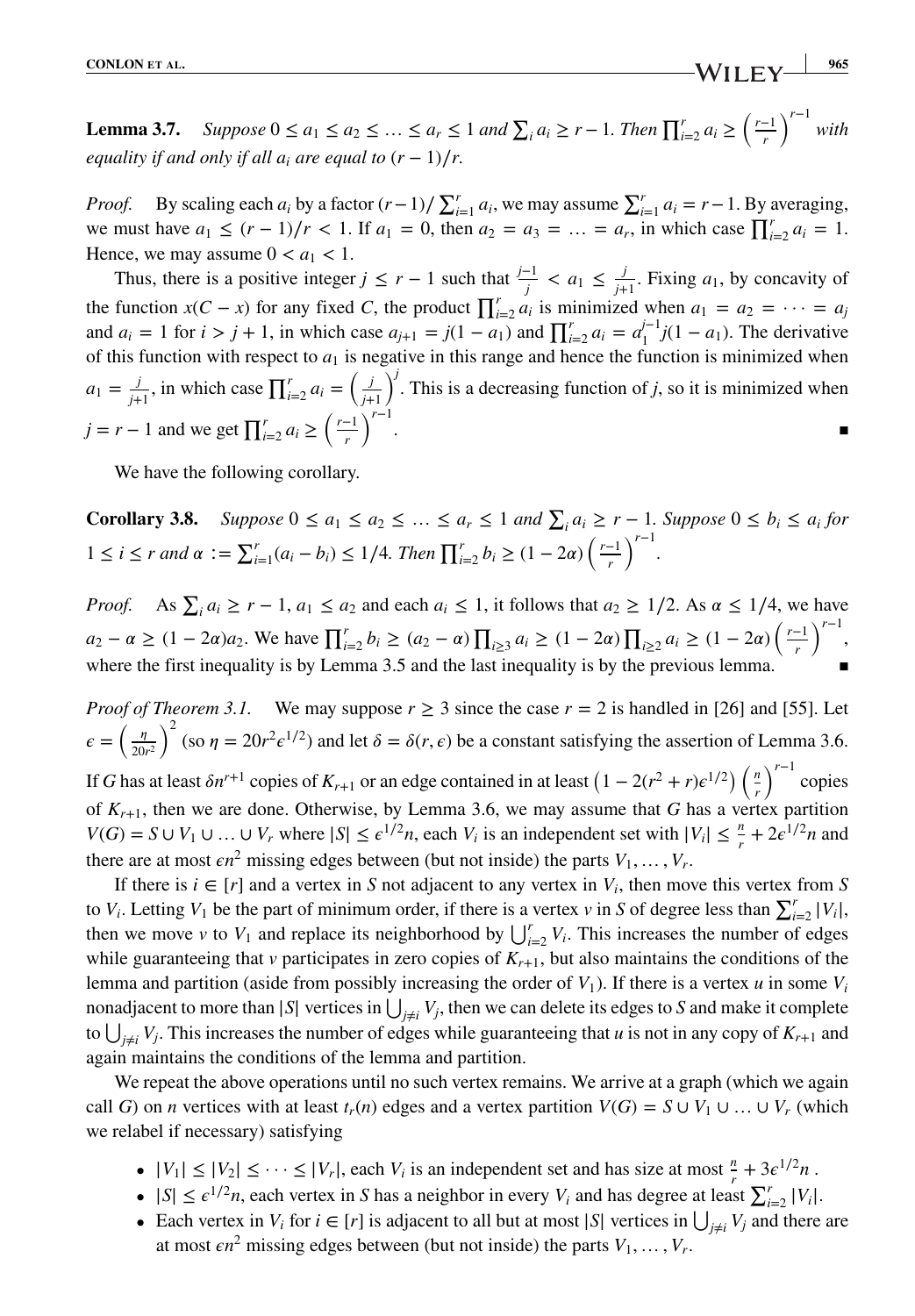**Lemma 3.7.** *Suppose $0 \le a_1 \le a_2 \le \ldots \le a_r \le 1$ and $\sum_i a_i \ge r-1$. Then $\prod_{i=2}^r a_i \ge \left(\frac{r-1}{r}\right)^{r-1}$ with equality if and only if all $a_i$ are equal to $(r-1)/r$.*

*Proof.* By scaling each $a_i$ by a factor $(r-1)/\sum_{i=1}^r a_i$, we may assume $\sum_{i=1}^r a_i = r-1$. By averaging, we must have $a_1 \le (r-1)/r < 1$. If $a_1 = 0$, then $a_2 = a_3 = \ldots = a_r$, in which case $\prod_{i=2}^r a_i = 1$. Hence, we may assume $0 < a_1 < 1$.

Thus, there is a positive integer $j \le r-1$ such that $\frac{j-1}{j} < a_1 \le \frac{j}{j+1}$. Fixing $a_1$, by concavity of the function $x(C-x)$ for any fixed $C$, the product $\prod_{i=2}^r a_i$ is minimized when $a_1 = a_2 = \cdots = a_j$ and $a_i = 1$ for $i > j+1$, in which case $a_{j+1} = j(1-a_1)$ and $\prod_{i=2}^r a_i = a_1^{j-1} j(1-a_1)$. The derivative of this function with respect to $a_1$ is negative in this range and hence the function is minimized when $a_1 = \frac{j}{j+1}$, in which case $\prod_{i=2}^r a_i = \left(\frac{j}{j+1}\right)^j$. This is a decreasing function of $j$, so it is minimized when $j = r-1$ and we get $\prod_{i=2}^r a_i \ge \left(\frac{r-1}{r}\right)^{r-1}$. ∎

We have the following corollary.

**Corollary 3.8.** *Suppose $0 \le a_1 \le a_2 \le \ldots \le a_r \le 1$ and $\sum_i a_i \ge r-1$. Suppose $0 \le b_i \le a_i$ for $1 \le i \le r$ and $\alpha := \sum_{i=1}^r (a_i - b_i) \le 1/4$. Then $\prod_{i=2}^r b_i \ge (1-2\alpha)\left(\frac{r-1}{r}\right)^{r-1}$.*

*Proof.* As $\sum_i a_i \ge r-1$, $a_1 \le a_2$ and each $a_i \le 1$, it follows that $a_2 \ge 1/2$. As $\alpha \le 1/4$, we have $a_2 - \alpha \ge (1-2\alpha)a_2$. We have $\prod_{i=2}^r b_i \ge (a_2 - \alpha)\prod_{i\ge 3} a_i \ge (1-2\alpha)\prod_{i \ge 2} a_i \ge (1-2\alpha)\left(\frac{r-1}{r}\right)^{r-1}$, where the first inequality is by Lemma 3.5 and the last inequality is by the previous lemma. ∎

*Proof of Theorem 3.1.* We may suppose $r \ge 3$ since the case $r = 2$ is handled in [26] and [55]. Let $\epsilon = \left(\frac{\eta}{20r^2}\right)^2$ (so $\eta = 20r^2\epsilon^{1/2}$) and let $\delta = \delta(r, \epsilon)$ be a constant satisfying the assertion of Lemma 3.6. If $G$ has at least $\delta n^{r+1}$ copies of $K_{r+1}$ or an edge contained in at least $\left(1 - 2(r^2+r)\epsilon^{1/2}\right)\left(\frac{n}{r}\right)^{r-1}$ copies of $K_{r+1}$, then we are done. Otherwise, by Lemma 3.6, we may assume that $G$ has a vertex partition $V(G) = S \cup V_1 \cup \ldots \cup V_r$ where $|S| \le \epsilon^{1/2} n$, each $V_i$ is an independent set with $|V_i| \le \frac{n}{r} + 2\epsilon^{1/2} n$ and there are at most $\epsilon n^2$ missing edges between (but not inside) the parts $V_1, \ldots, V_r$.

If there is $i \in [r]$ and a vertex in $S$ not adjacent to any vertex in $V_i$, then move this vertex from $S$ to $V_i$. Letting $V_1$ be the part of minimum order, if there is a vertex $v$ in $S$ of degree less than $\sum_{i=2}^r |V_i|$, then we move $v$ to $V_1$ and replace its neighborhood by $\bigcup_{i=2}^r V_i$. This increases the number of edges while guaranteeing that $v$ participates in zero copies of $K_{r+1}$, but also maintains the conditions of the lemma and partition (aside from possibly increasing the order of $V_1$). If there is a vertex $u$ in some $V_i$ nonadjacent to more than $|S|$ vertices in $\bigcup_{j \ne i} V_j$, then we can delete its edges to $S$ and make it complete to $\bigcup_{j \ne i} V_j$. This increases the number of edges while guaranteeing that $u$ is not in any copy of $K_{r+1}$ and again maintains the conditions of the lemma and partition.

We repeat the above operations until no such vertex remains. We arrive at a graph (which we again call $G$) on $n$ vertices with at least $t_r(n)$ edges and a vertex partition $V(G) = S \cup V_1 \cup \ldots \cup V_r$ (which we relabel if necessary) satisfying

- $|V_1| \le |V_2| \le \cdots \le |V_r|$, each $V_i$ is an independent set and has size at most $\frac{n}{r} + 3\epsilon^{1/2} n$.
- $|S| \le \epsilon^{1/2} n$, each vertex in $S$ has a neighbor in every $V_i$ and has degree at least $\sum_{i=2}^r |V_i|$.
- Each vertex in $V_i$ for $i \in [r]$ is adjacent to all but at most $|S|$ vertices in $\bigcup_{j \ne i} V_j$ and there are at most $\epsilon n^2$ missing edges between (but not inside) the parts $V_1, \ldots, V_r$.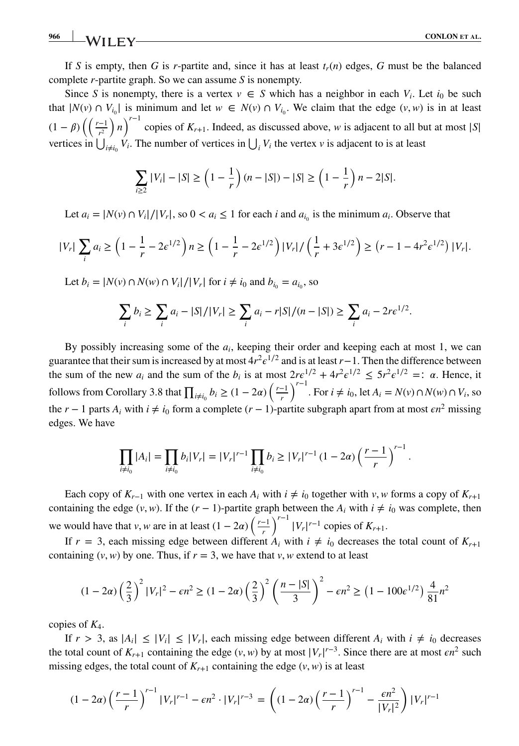If $S$ is empty, then $G$ is $r$-partite and, since it has at least $t_r(n)$ edges, $G$ must be the balanced complete $r$-partite graph. So we can assume $S$ is nonempty.

Since $S$ is nonempty, there is a vertex $v \in S$ which has a neighbor in each $V_i$. Let $i_0$ be such that $|N(v) \cap V_{i_0}|$ is minimum and let $w \in N(v) \cap V_{i_0}$. We claim that the edge $(v, w)$ is in at least $(1-\beta)\left(\left(\frac{r-1}{r^2}\right)n\right)^{r-1}$ copies of $K_{r+1}$. Indeed, as discussed above, $w$ is adjacent to all but at most $|S|$ vertices in $\bigcup_{i \neq i_0} V_i$. The number of vertices in $\bigcup_i V_i$ the vertex $v$ is adjacent to is at least

$$\sum_{i \geq 2} |V_i| - |S| \geq \left(1 - \frac{1}{r}\right)(n - |S|) - |S| \geq \left(1 - \frac{1}{r}\right)n - 2|S|.$$

Let $a_i = |N(v) \cap V_i|/|V_r|$, so $0 < a_i \leq 1$ for each $i$ and $a_{i_0}$ is the minimum $a_i$. Observe that

$$|V_r| \sum_i a_i \geq \left(1 - \frac{1}{r} - 2\epsilon^{1/2}\right)n \geq \left(1 - \frac{1}{r} - 2\epsilon^{1/2}\right)|V_r| / \left(\frac{1}{r} + 3\epsilon^{1/2}\right) \geq \left(r - 1 - 4r^2\epsilon^{1/2}\right)|V_r|.$$

Let $b_i = |N(v) \cap N(w) \cap V_i|/|V_r|$ for $i \neq i_0$ and $b_{i_0} = a_{i_0}$, so

$$\sum_i b_i \geq \sum_i a_i - |S|/|V_r| \geq \sum_i a_i - r|S|/(n - |S|) \geq \sum_i a_i - 2r\epsilon^{1/2}.$$

By possibly increasing some of the $a_i$, keeping their order and keeping each at most 1, we can guarantee that their sum is increased by at most $4r^2\epsilon^{1/2}$ and is at least $r-1$. Then the difference between the sum of the new $a_i$ and the sum of the $b_i$ is at most $2r\epsilon^{1/2} + 4r^2\epsilon^{1/2} \leq 5r^2\epsilon^{1/2} =: \alpha$. Hence, it follows from Corollary 3.8 that $\prod_{i \neq i_0} b_i \geq (1 - 2\alpha)\left(\frac{r-1}{r}\right)^{r-1}$. For $i \neq i_0$, let $A_i = N(v) \cap N(w) \cap V_i$, so the $r-1$ parts $A_i$ with $i \neq i_0$ form a complete $(r-1)$-partite subgraph apart from at most $\epsilon n^2$ missing edges. We have

$$\prod_{i \neq i_0} |A_i| = \prod_{i \neq i_0} b_i |V_r| = |V_r|^{r-1} \prod_{i \neq i_0} b_i \geq |V_r|^{r-1}(1 - 2\alpha)\left(\frac{r-1}{r}\right)^{r-1}.$$

Each copy of $K_{r-1}$ with one vertex in each $A_i$ with $i \neq i_0$ together with $v, w$ forms a copy of $K_{r+1}$ containing the edge $(v, w)$. If the $(r-1)$-partite graph between the $A_i$ with $i \neq i_0$ was complete, then we would have that $v, w$ are in at least $(1 - 2\alpha)\left(\frac{r-1}{r}\right)^{r-1}|V_r|^{r-1}$ copies of $K_{r+1}$.

If $r = 3$, each missing edge between different $A_i$ with $i \neq i_0$ decreases the total count of $K_{r+1}$ containing $(v, w)$ by one. Thus, if $r = 3$, we have that $v, w$ extend to at least

$$(1 - 2\alpha)\left(\frac{2}{3}\right)^2 |V_r|^2 - \epsilon n^2 \geq (1 - 2\alpha)\left(\frac{2}{3}\right)^2\left(\frac{n - |S|}{3}\right)^2 - \epsilon n^2 \geq \left(1 - 100\epsilon^{1/2}\right)\frac{4}{81}n^2$$

copies of $K_4$.

If $r > 3$, as $|A_i| \leq |V_i| \leq |V_r|$, each missing edge between different $A_i$ with $i \neq i_0$ decreases the total count of $K_{r+1}$ containing the edge $(v, w)$ by at most $|V_r|^{r-3}$. Since there are at most $\epsilon n^2$ such missing edges, the total count of $K_{r+1}$ containing the edge $(v, w)$ is at least

$$(1 - 2\alpha)\left(\frac{r-1}{r}\right)^{r-1}|V_r|^{r-1} - \epsilon n^2 \cdot |V_r|^{r-3} = \left((1 - 2\alpha)\left(\frac{r-1}{r}\right)^{r-1} - \frac{\epsilon n^2}{|V_r|^2}\right)|V_r|^{r-1}$$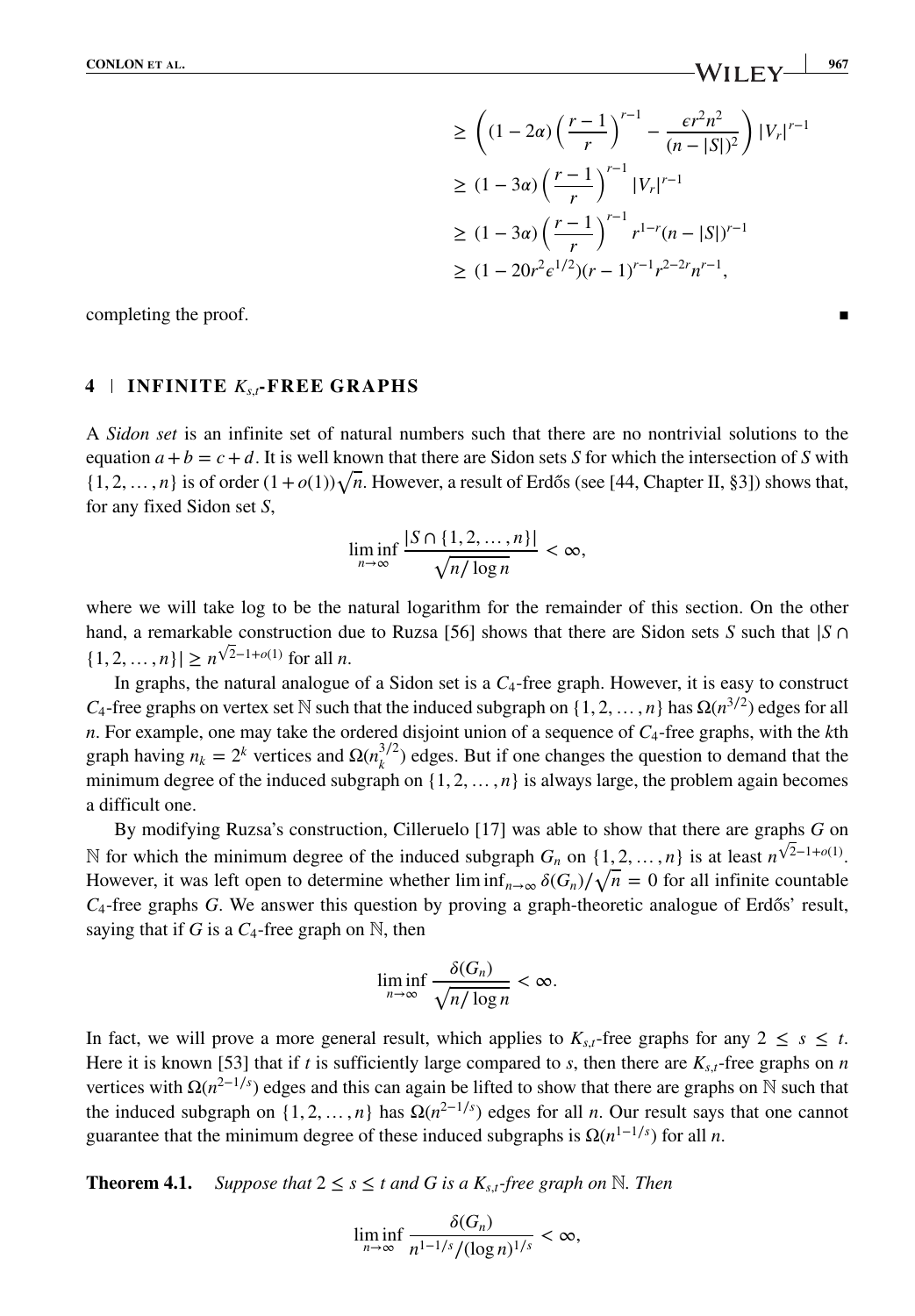$$
\begin{aligned}
&\geq \left((1-2\alpha)\left(\frac{r-1}{r}\right)^{r-1} - \frac{\epsilon r^2 n^2}{(n-|S|)^2}\right)|V_r|^{r-1} \\
&\geq (1-3\alpha)\left(\frac{r-1}{r}\right)^{r-1}|V_r|^{r-1} \\
&\geq (1-3\alpha)\left(\frac{r-1}{r}\right)^{r-1} r^{1-r}(n-|S|)^{r-1} \\
&\geq (1-20r^2\epsilon^{1/2})(r-1)^{r-1}r^{2-2r}n^{r-1},
\end{aligned}
$$

completing the proof. ∎

## 4 | INFINITE $K_{s,t}$-FREE GRAPHS

A *Sidon set* is an infinite set of natural numbers such that there are no nontrivial solutions to the equation $a+b=c+d$. It is well known that there are Sidon sets $S$ for which the intersection of $S$ with $\{1,2,\ldots,n\}$ is of order $(1+o(1))\sqrt{n}$. However, a result of Erdős (see [44, Chapter II, §3]) shows that, for any fixed Sidon set $S$,

$$
\liminf_{n\to\infty} \frac{|S\cap\{1,2,\ldots,n\}|}{\sqrt{n/\log n}} < \infty,
$$

where we will take log to be the natural logarithm for the remainder of this section. On the other hand, a remarkable construction due to Ruzsa [56] shows that there are Sidon sets $S$ such that $|S\cap\{1,2,\ldots,n\}| \geq n^{\sqrt{2}-1+o(1)}$ for all $n$.

In graphs, the natural analogue of a Sidon set is a $C_4$-free graph. However, it is easy to construct $C_4$-free graphs on vertex set $\mathbb{N}$ such that the induced subgraph on $\{1,2,\ldots,n\}$ has $\Omega(n^{3/2})$ edges for all $n$. For example, one may take the ordered disjoint union of a sequence of $C_4$-free graphs, with the $k$th graph having $n_k = 2^k$ vertices and $\Omega(n_k^{3/2})$ edges. But if one changes the question to demand that the minimum degree of the induced subgraph on $\{1,2,\ldots,n\}$ is always large, the problem again becomes a difficult one.

By modifying Ruzsa's construction, Cilleruelo [17] was able to show that there are graphs $G$ on $\mathbb{N}$ for which the minimum degree of the induced subgraph $G_n$ on $\{1,2,\ldots,n\}$ is at least $n^{\sqrt{2}-1+o(1)}$. However, it was left open to determine whether $\liminf_{n\to\infty}\delta(G_n)/\sqrt{n} = 0$ for all infinite countable $C_4$-free graphs $G$. We answer this question by proving a graph-theoretic analogue of Erdős' result, saying that if $G$ is a $C_4$-free graph on $\mathbb{N}$, then

$$
\liminf_{n\to\infty} \frac{\delta(G_n)}{\sqrt{n/\log n}} < \infty.
$$

In fact, we will prove a more general result, which applies to $K_{s,t}$-free graphs for any $2 \leq s \leq t$. Here it is known [53] that if $t$ is sufficiently large compared to $s$, then there are $K_{s,t}$-free graphs on $n$ vertices with $\Omega(n^{2-1/s})$ edges and this can again be lifted to show that there are graphs on $\mathbb{N}$ such that the induced subgraph on $\{1,2,\ldots,n\}$ has $\Omega(n^{2-1/s})$ edges for all $n$. Our result says that one cannot guarantee that the minimum degree of these induced subgraphs is $\Omega(n^{1-1/s})$ for all $n$.

**Theorem 4.1.** *Suppose that $2 \leq s \leq t$ and $G$ is a $K_{s,t}$-free graph on $\mathbb{N}$. Then*

$$
\liminf_{n\to\infty} \frac{\delta(G_n)}{n^{1-1/s}/(\log n)^{1/s}} < \infty,
$$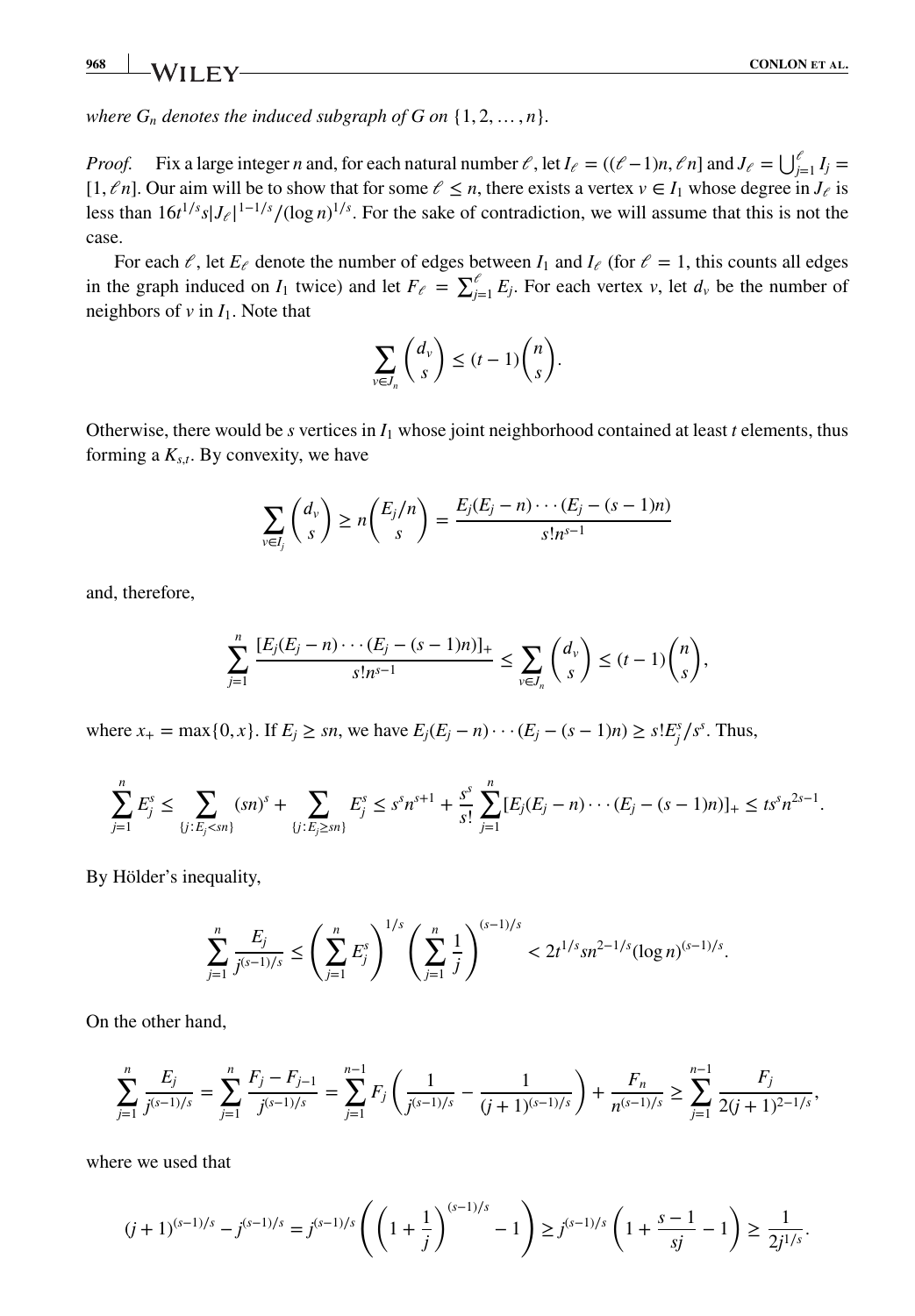*where $G_n$ denotes the induced subgraph of $G$ on $\{1, 2, \dots, n\}$.*

*Proof.* Fix a large integer $n$ and, for each natural number $\ell$, let $I_\ell = ((\ell-1)n, \ell n]$ and $J_\ell = \bigcup_{j=1}^{\ell} I_j = [1, \ell n]$. Our aim will be to show that for some $\ell \leq n$, there exists a vertex $v \in I_1$ whose degree in $J_\ell$ is less than $16t^{1/s}s|J_\ell|^{1-1/s}/(\log n)^{1/s}$. For the sake of contradiction, we will assume that this is not the case.

For each $\ell$, let $E_\ell$ denote the number of edges between $I_1$ and $I_\ell$ (for $\ell = 1$, this counts all edges in the graph induced on $I_1$ twice) and let $F_\ell = \sum_{j=1}^{\ell} E_j$. For each vertex $v$, let $d_v$ be the number of neighbors of $v$ in $I_1$. Note that

$$\sum_{v \in J_n} \binom{d_v}{s} \leq (t-1)\binom{n}{s}.$$

Otherwise, there would be $s$ vertices in $I_1$ whose joint neighborhood contained at least $t$ elements, thus forming a $K_{s,t}$. By convexity, we have

$$\sum_{v \in I_j} \binom{d_v}{s} \geq n\binom{E_j/n}{s} = \frac{E_j(E_j-n)\cdots(E_j-(s-1)n)}{s!n^{s-1}}$$

and, therefore,

$$\sum_{j=1}^{n} \frac{[E_j(E_j-n)\cdots(E_j-(s-1)n)]_+}{s!n^{s-1}} \leq \sum_{v \in J_n} \binom{d_v}{s} \leq (t-1)\binom{n}{s},$$

where $x_+ = \max\{0, x\}$. If $E_j \geq sn$, we have $E_j(E_j-n)\cdots(E_j-(s-1)n) \geq s!E_j^s/s^s$. Thus,

$$\sum_{j=1}^{n} E_j^s \leq \sum_{\{j: E_j < sn\}} (sn)^s + \sum_{\{j: E_j \geq sn\}} E_j^s \leq s^s n^{s+1} + \frac{s^s}{s!}\sum_{j=1}^{n}[E_j(E_j-n)\cdots(E_j-(s-1)n)]_+ \leq ts^s n^{2s-1}.$$

By Hölder's inequality,

$$\sum_{j=1}^{n} \frac{E_j}{j^{(s-1)/s}} \leq \left(\sum_{j=1}^{n} E_j^s\right)^{1/s}\left(\sum_{j=1}^{n}\frac{1}{j}\right)^{(s-1)/s} < 2t^{1/s}sn^{2-1/s}(\log n)^{(s-1)/s}.$$

On the other hand,

$$\sum_{j=1}^{n} \frac{E_j}{j^{(s-1)/s}} = \sum_{j=1}^{n} \frac{F_j - F_{j-1}}{j^{(s-1)/s}} = \sum_{j=1}^{n-1} F_j\left(\frac{1}{j^{(s-1)/s}} - \frac{1}{(j+1)^{(s-1)/s}}\right) + \frac{F_n}{n^{(s-1)/s}} \geq \sum_{j=1}^{n-1}\frac{F_j}{2(j+1)^{2-1/s}},$$

where we used that

$$(j+1)^{(s-1)/s} - j^{(s-1)/s} = j^{(s-1)/s}\left(\left(1+\frac{1}{j}\right)^{(s-1)/s} - 1\right) \geq j^{(s-1)/s}\left(1 + \frac{s-1}{sj} - 1\right) \geq \frac{1}{2j^{1/s}}.$$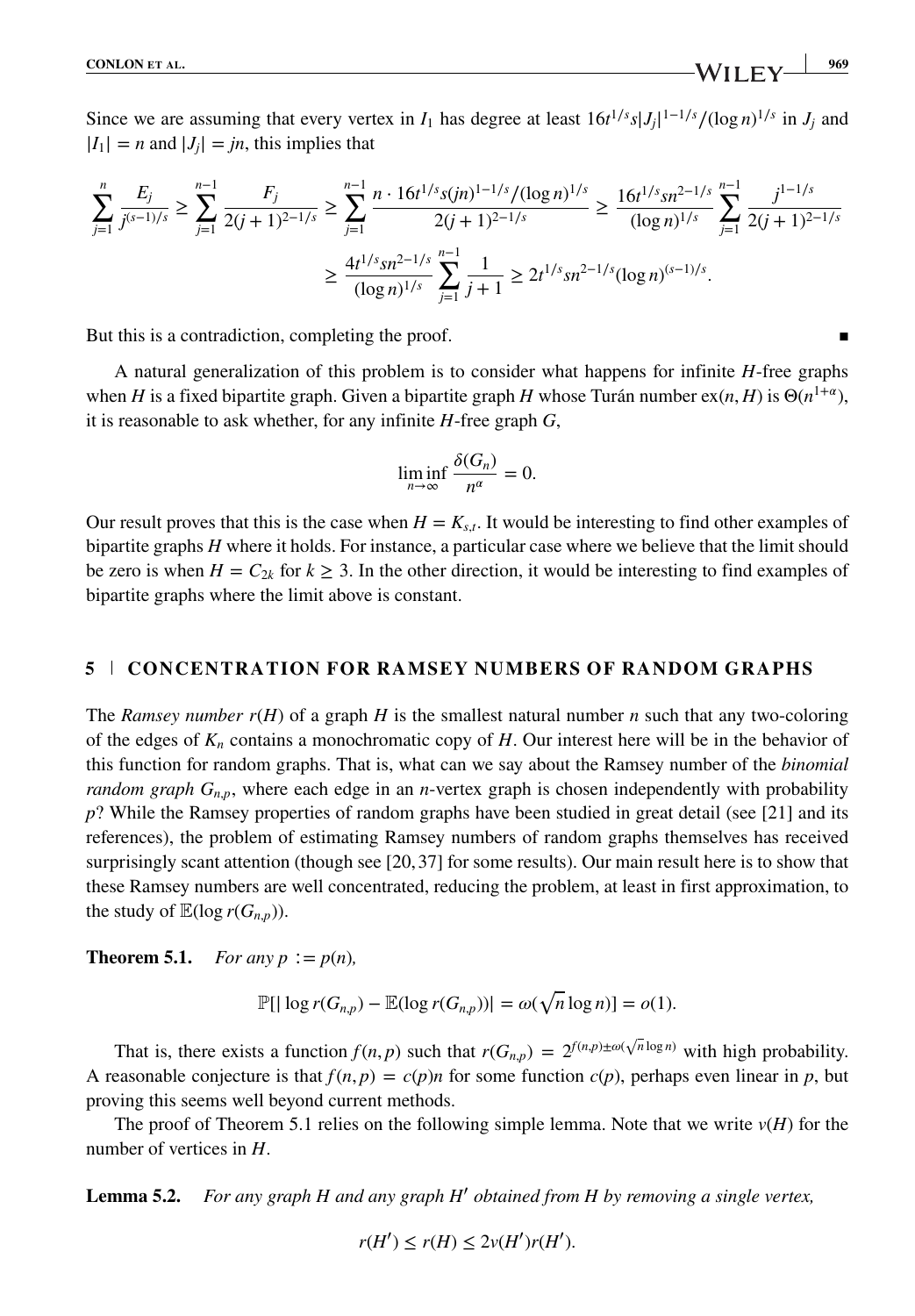Since we are assuming that every vertex in $I_1$ has degree at least $16t^{1/s}s|J_j|^{1-1/s}/(\log n)^{1/s}$ in $J_j$ and $|I_1| = n$ and $|J_j| = jn$, this implies that

$$\sum_{j=1}^{n} \frac{E_j}{j^{(s-1)/s}} \geq \sum_{j=1}^{n-1} \frac{F_j}{2(j+1)^{2-1/s}} \geq \sum_{j=1}^{n-1} \frac{n \cdot 16t^{1/s}s(jn)^{1-1/s}/(\log n)^{1/s}}{2(j+1)^{2-1/s}} \geq \frac{16t^{1/s}sn^{2-1/s}}{(\log n)^{1/s}} \sum_{j=1}^{n-1} \frac{j^{1-1/s}}{2(j+1)^{2-1/s}}$$

$$\geq \frac{4t^{1/s}sn^{2-1/s}}{(\log n)^{1/s}} \sum_{j=1}^{n-1} \frac{1}{j+1} \geq 2t^{1/s}sn^{2-1/s}(\log n)^{(s-1)/s}.$$

But this is a contradiction, completing the proof. ∎

A natural generalization of this problem is to consider what happens for infinite $H$-free graphs when $H$ is a fixed bipartite graph. Given a bipartite graph $H$ whose Turán number $\mathrm{ex}(n, H)$ is $\Theta(n^{1+\alpha})$, it is reasonable to ask whether, for any infinite $H$-free graph $G$,

$$\liminf_{n\to\infty} \frac{\delta(G_n)}{n^{\alpha}} = 0.$$

Our result proves that this is the case when $H = K_{s,t}$. It would be interesting to find other examples of bipartite graphs $H$ where it holds. For instance, a particular case where we believe that the limit should be zero is when $H = C_{2k}$ for $k \geq 3$. In the other direction, it would be interesting to find examples of bipartite graphs where the limit above is constant.

## 5 | CONCENTRATION FOR RAMSEY NUMBERS OF RANDOM GRAPHS

The *Ramsey number* $r(H)$ of a graph $H$ is the smallest natural number $n$ such that any two-coloring of the edges of $K_n$ contains a monochromatic copy of $H$. Our interest here will be in the behavior of this function for random graphs. That is, what can we say about the Ramsey number of the *binomial random graph* $G_{n,p}$, where each edge in an $n$-vertex graph is chosen independently with probability $p$? While the Ramsey properties of random graphs have been studied in great detail (see [21] and its references), the problem of estimating Ramsey numbers of random graphs themselves has received surprisingly scant attention (though see [20, 37] for some results). Our main result here is to show that these Ramsey numbers are well concentrated, reducing the problem, at least in first approximation, to the study of $\mathbb{E}(\log r(G_{n,p}))$.

**Theorem 5.1.** *For any $p := p(n)$,*

$$\mathbb{P}[|\log r(G_{n,p}) - \mathbb{E}(\log r(G_{n,p}))| = \omega(\sqrt{n}\log n)] = o(1).$$

That is, there exists a function $f(n, p)$ such that $r(G_{n,p}) = 2^{f(n,p)\pm\omega(\sqrt{n}\log n)}$ with high probability. A reasonable conjecture is that $f(n, p) = c(p)n$ for some function $c(p)$, perhaps even linear in $p$, but proving this seems well beyond current methods.

The proof of Theorem 5.1 relies on the following simple lemma. Note that we write $v(H)$ for the number of vertices in $H$.

**Lemma 5.2.** *For any graph $H$ and any graph $H'$ obtained from $H$ by removing a single vertex,*

$$r(H') \leq r(H) \leq 2v(H')r(H').$$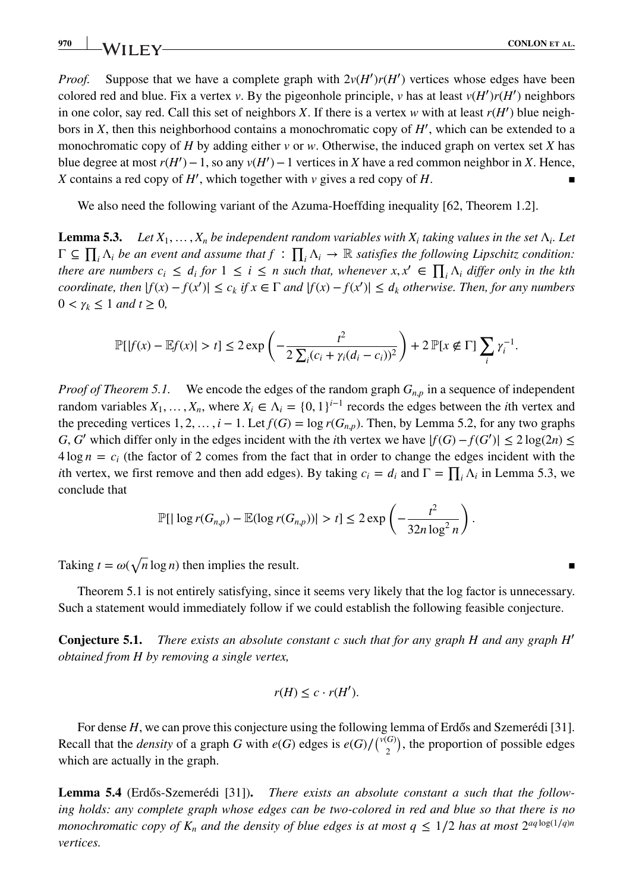*Proof.* Suppose that we have a complete graph with $2v(H')r(H')$ vertices whose edges have been colored red and blue. Fix a vertex $v$. By the pigeonhole principle, $v$ has at least $v(H')r(H')$ neighbors in one color, say red. Call this set of neighbors $X$. If there is a vertex $w$ with at least $r(H')$ blue neighbors in $X$, then this neighborhood contains a monochromatic copy of $H'$, which can be extended to a monochromatic copy of $H$ by adding either $v$ or $w$. Otherwise, the induced graph on vertex set $X$ has blue degree at most $r(H') - 1$, so any $v(H') - 1$ vertices in $X$ have a red common neighbor in $X$. Hence, $X$ contains a red copy of $H'$, which together with $v$ gives a red copy of $H$. ∎

We also need the following variant of the Azuma-Hoeffding inequality [62, Theorem 1.2].

**Lemma 5.3.** *Let $X_1, \dots, X_n$ be independent random variables with $X_i$ taking values in the set $\Lambda_i$. Let $\Gamma \subseteq \prod_i \Lambda_i$ be an event and assume that $f : \prod_i \Lambda_i \to \mathbb{R}$ satisfies the following Lipschitz condition: there are numbers $c_i \le d_i$ for $1 \le i \le n$ such that, whenever $x, x' \in \prod_i \Lambda_i$ differ only in the kth coordinate, then $|f(x) - f(x')| \le c_k$ if $x \in \Gamma$ and $|f(x) - f(x')| \le d_k$ otherwise. Then, for any numbers $0 < \gamma_k \le 1$ and $t \ge 0$,*

$$\mathbb{P}[|f(x) - \mathbb{E}f(x)| > t] \le 2\exp\left(-\frac{t^2}{2\sum_i (c_i + \gamma_i(d_i - c_i))^2}\right) + 2\,\mathbb{P}[x \notin \Gamma]\sum_i \gamma_i^{-1}.$$

*Proof of Theorem 5.1.* We encode the edges of the random graph $G_{n,p}$ in a sequence of independent random variables $X_1, \dots, X_n$, where $X_i \in \Lambda_i = \{0,1\}^{i-1}$ records the edges between the $i$th vertex and the preceding vertices $1, 2, \dots, i-1$. Let $f(G) = \log r(G_{n,p})$. Then, by Lemma 5.2, for any two graphs $G, G'$ which differ only in the edges incident with the $i$th vertex we have $|f(G) - f(G')| \le 2\log(2n) \le 4\log n = c_i$ (the factor of 2 comes from the fact that in order to change the edges incident with the $i$th vertex, we first remove and then add edges). By taking $c_i = d_i$ and $\Gamma = \prod_i \Lambda_i$ in Lemma 5.3, we conclude that

$$\mathbb{P}[|\log r(G_{n,p}) - \mathbb{E}(\log r(G_{n,p}))| > t] \le 2\exp\left(-\frac{t^2}{32n\log^2 n}\right).$$

Taking $t = \omega(\sqrt{n}\log n)$ then implies the result. ∎

Theorem 5.1 is not entirely satisfying, since it seems very likely that the log factor is unnecessary. Such a statement would immediately follow if we could establish the following feasible conjecture.

**Conjecture 5.1.** *There exists an absolute constant $c$ such that for any graph $H$ and any graph $H'$ obtained from $H$ by removing a single vertex,*

$$r(H) \le c \cdot r(H').$$

For dense $H$, we can prove this conjecture using the following lemma of Erdős and Szemerédi [31]. Recall that the *density* of a graph $G$ with $e(G)$ edges is $e(G)/\binom{v(G)}{2}$, the proportion of possible edges which are actually in the graph.

**Lemma 5.4** (Erdős-Szemerédi [31])**.** *There exists an absolute constant $a$ such that the following holds: any complete graph whose edges can be two-colored in red and blue so that there is no monochromatic copy of $K_n$ and the density of blue edges is at most $q \le 1/2$ has at most $2^{aq\log(1/q)n}$ vertices.*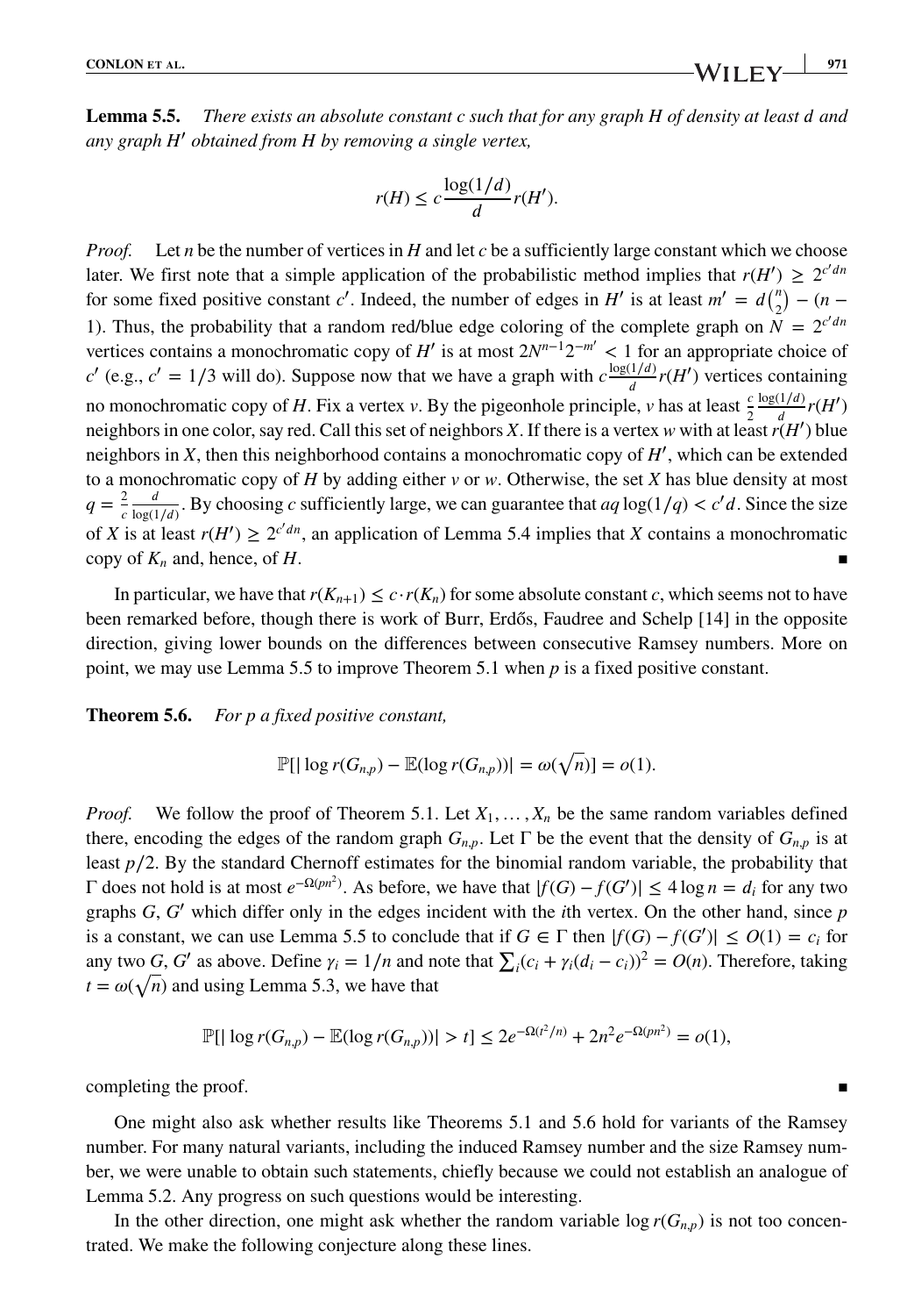**Lemma 5.5.** *There exists an absolute constant $c$ such that for any graph $H$ of density at least $d$ and any graph $H'$ obtained from $H$ by removing a single vertex,*

$$r(H) \leq c\frac{\log(1/d)}{d}r(H').$$

*Proof.* Let $n$ be the number of vertices in $H$ and let $c$ be a sufficiently large constant which we choose later. We first note that a simple application of the probabilistic method implies that $r(H') \geq 2^{c'dn}$ for some fixed positive constant $c'$. Indeed, the number of edges in $H'$ is at least $m' = d\binom{n}{2} - (n-1)$. Thus, the probability that a random red/blue edge coloring of the complete graph on $N = 2^{c'dn}$ vertices contains a monochromatic copy of $H'$ is at most $2N^{n-1}2^{-m'} < 1$ for an appropriate choice of $c'$ (e.g., $c' = 1/3$ will do). Suppose now that we have a graph with $c\frac{\log(1/d)}{d}r(H')$ vertices containing no monochromatic copy of $H$. Fix a vertex $v$. By the pigeonhole principle, $v$ has at least $\frac{c}{2}\frac{\log(1/d)}{d}r(H')$ neighbors in one color, say red. Call this set of neighbors $X$. If there is a vertex $w$ with at least $r(H')$ blue neighbors in $X$, then this neighborhood contains a monochromatic copy of $H'$, which can be extended to a monochromatic copy of $H$ by adding either $v$ or $w$. Otherwise, the set $X$ has blue density at most $q = \frac{2}{c}\frac{d}{\log(1/d)}$. By choosing $c$ sufficiently large, we can guarantee that $aq\log(1/q) < c'd$. Since the size of $X$ is at least $r(H') \geq 2^{c'dn}$, an application of Lemma 5.4 implies that $X$ contains a monochromatic copy of $K_n$ and, hence, of $H$. ∎

In particular, we have that $r(K_{n+1}) \leq c \cdot r(K_n)$ for some absolute constant $c$, which seems not to have been remarked before, though there is work of Burr, Erdős, Faudree and Schelp [14] in the opposite direction, giving lower bounds on the differences between consecutive Ramsey numbers. More on point, we may use Lemma 5.5 to improve Theorem 5.1 when $p$ is a fixed positive constant.

**Theorem 5.6.** *For $p$ a fixed positive constant,*

$$\mathbb{P}[|\log r(G_{n,p}) - \mathbb{E}(\log r(G_{n,p}))| = \omega(\sqrt{n})] = o(1).$$

*Proof.* We follow the proof of Theorem 5.1. Let $X_1, \ldots, X_n$ be the same random variables defined there, encoding the edges of the random graph $G_{n,p}$. Let $\Gamma$ be the event that the density of $G_{n,p}$ is at least $p/2$. By the standard Chernoff estimates for the binomial random variable, the probability that $\Gamma$ does not hold is at most $e^{-\Omega(pn^2)}$. As before, we have that $|f(G) - f(G')| \leq 4\log n = d_i$ for any two graphs $G$, $G'$ which differ only in the edges incident with the $i$th vertex. On the other hand, since $p$ is a constant, we can use Lemma 5.5 to conclude that if $G \in \Gamma$ then $|f(G) - f(G')| \leq O(1) = c_i$ for any two $G$, $G'$ as above. Define $\gamma_i = 1/n$ and note that $\sum_i (c_i + \gamma_i(d_i - c_i))^2 = O(n)$. Therefore, taking $t = \omega(\sqrt{n})$ and using Lemma 5.3, we have that

$$\mathbb{P}[|\log r(G_{n,p}) - \mathbb{E}(\log r(G_{n,p}))| > t] \leq 2e^{-\Omega(t^2/n)} + 2n^2e^{-\Omega(pn^2)} = o(1),$$

completing the proof. ∎

One might also ask whether results like Theorems 5.1 and 5.6 hold for variants of the Ramsey number. For many natural variants, including the induced Ramsey number and the size Ramsey number, we were unable to obtain such statements, chiefly because we could not establish an analogue of Lemma 5.2. Any progress on such questions would be interesting.

In the other direction, one might ask whether the random variable $\log r(G_{n,p})$ is not too concentrated. We make the following conjecture along these lines.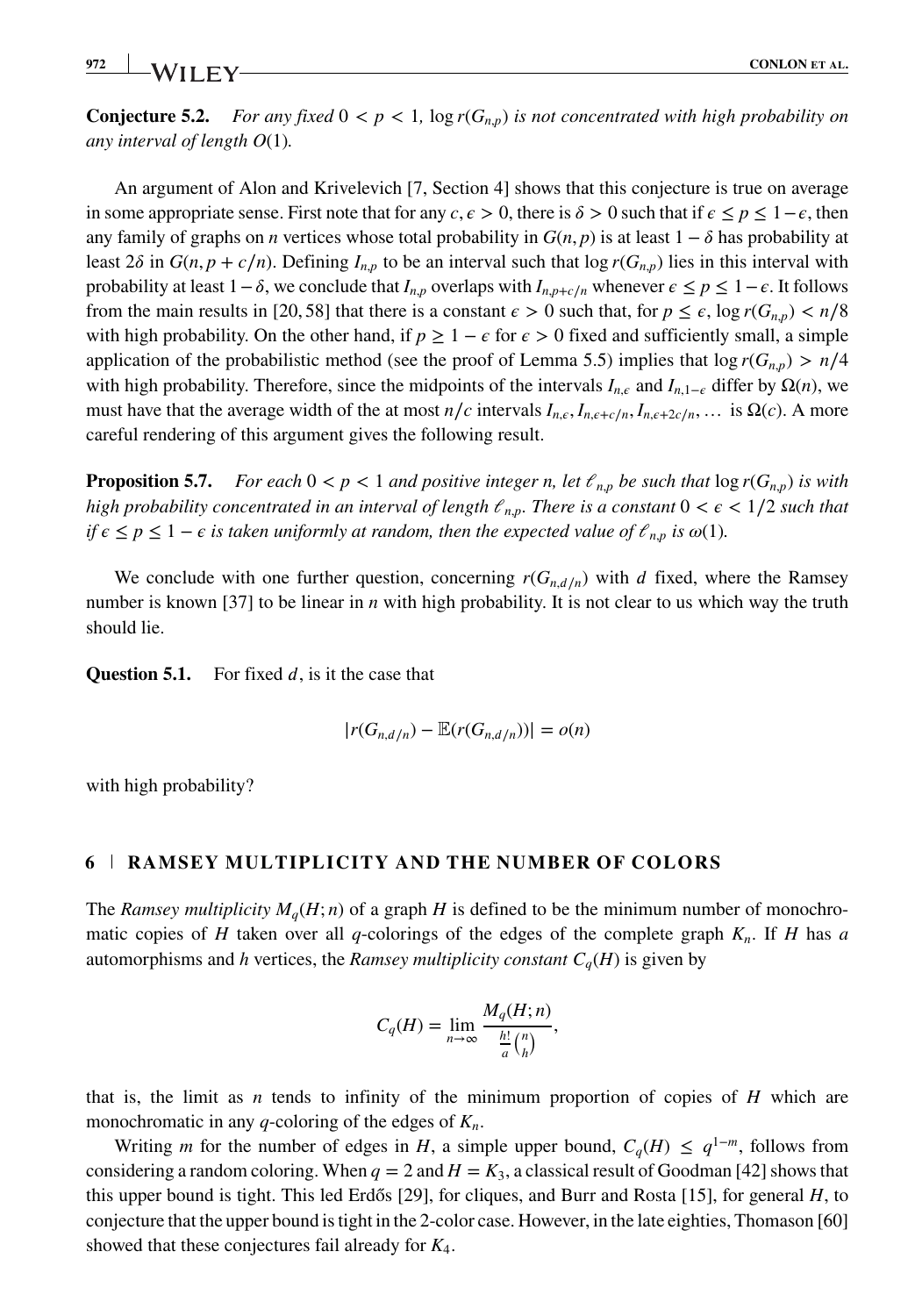**Conjecture 5.2.** *For any fixed $0 < p < 1$, $\log r(G_{n,p})$ is not concentrated with high probability on any interval of length $O(1)$.*

An argument of Alon and Krivelevich [7, Section 4] shows that this conjecture is true on average in some appropriate sense. First note that for any $c, \epsilon > 0$, there is $\delta > 0$ such that if $\epsilon \le p \le 1-\epsilon$, then any family of graphs on $n$ vertices whose total probability in $G(n,p)$ is at least $1-\delta$ has probability at least $2\delta$ in $G(n, p+c/n)$. Defining $I_{n,p}$ to be an interval such that $\log r(G_{n,p})$ lies in this interval with probability at least $1-\delta$, we conclude that $I_{n,p}$ overlaps with $I_{n,p+c/n}$ whenever $\epsilon \le p \le 1-\epsilon$. It follows from the main results in [20, 58] that there is a constant $\epsilon > 0$ such that, for $p \le \epsilon$, $\log r(G_{n,p}) < n/8$ with high probability. On the other hand, if $p \ge 1-\epsilon$ for $\epsilon > 0$ fixed and sufficiently small, a simple application of the probabilistic method (see the proof of Lemma 5.5) implies that $\log r(G_{n,p}) > n/4$ with high probability. Therefore, since the midpoints of the intervals $I_{n,\epsilon}$ and $I_{n,1-\epsilon}$ differ by $\Omega(n)$, we must have that the average width of the at most $n/c$ intervals $I_{n,\epsilon}, I_{n,\epsilon+c/n}, I_{n,\epsilon+2c/n}, \ldots$ is $\Omega(c)$. A more careful rendering of this argument gives the following result.

**Proposition 5.7.** *For each $0 < p < 1$ and positive integer n, let $\ell_{n,p}$ be such that $\log r(G_{n,p})$ is with high probability concentrated in an interval of length $\ell_{n,p}$. There is a constant $0 < \epsilon < 1/2$ such that if $\epsilon \le p \le 1-\epsilon$ is taken uniformly at random, then the expected value of $\ell_{n,p}$ is $\omega(1)$.*

We conclude with one further question, concerning $r(G_{n,d/n})$ with $d$ fixed, where the Ramsey number is known [37] to be linear in $n$ with high probability. It is not clear to us which way the truth should lie.

**Question 5.1.** For fixed $d$, is it the case that

$$|r(G_{n,d/n}) - \mathbb{E}(r(G_{n,d/n}))| = o(n)$$

with high probability?

## 6 | RAMSEY MULTIPLICITY AND THE NUMBER OF COLORS

The *Ramsey multiplicity* $M_q(H;n)$ of a graph $H$ is defined to be the minimum number of monochromatic copies of $H$ taken over all $q$-colorings of the edges of the complete graph $K_n$. If $H$ has $a$ automorphisms and $h$ vertices, the *Ramsey multiplicity constant* $C_q(H)$ is given by

$$C_q(H) = \lim_{n\to\infty} \frac{M_q(H;n)}{\frac{h!}{a}\binom{n}{h}},$$

that is, the limit as $n$ tends to infinity of the minimum proportion of copies of $H$ which are monochromatic in any $q$-coloring of the edges of $K_n$.

Writing $m$ for the number of edges in $H$, a simple upper bound, $C_q(H) \le q^{1-m}$, follows from considering a random coloring. When $q = 2$ and $H = K_3$, a classical result of Goodman [42] shows that this upper bound is tight. This led Erdős [29], for cliques, and Burr and Rosta [15], for general $H$, to conjecture that the upper bound is tight in the 2-color case. However, in the late eighties, Thomason [60] showed that these conjectures fail already for $K_4$.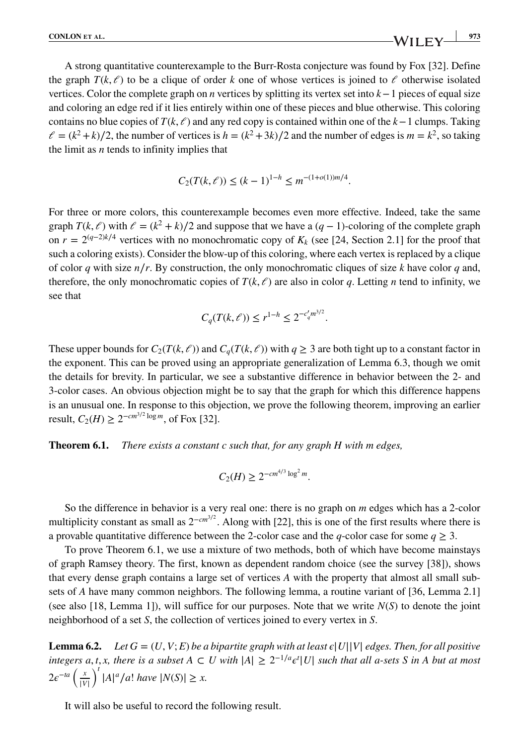A strong quantitative counterexample to the Burr-Rosta conjecture was found by Fox [32]. Define the graph $T(k, \ell)$ to be a clique of order $k$ one of whose vertices is joined to $\ell$ otherwise isolated vertices. Color the complete graph on $n$ vertices by splitting its vertex set into $k-1$ pieces of equal size and coloring an edge red if it lies entirely within one of these pieces and blue otherwise. This coloring contains no blue copies of $T(k, \ell)$ and any red copy is contained within one of the $k-1$ clumps. Taking $\ell = (k^2+k)/2$, the number of vertices is $h = (k^2+3k)/2$ and the number of edges is $m = k^2$, so taking the limit as $n$ tends to infinity implies that

$$C_2(T(k, \ell)) \leq (k-1)^{1-h} \leq m^{-(1+o(1))m/4}.$$

For three or more colors, this counterexample becomes even more effective. Indeed, take the same graph $T(k, \ell)$ with $\ell = (k^2+k)/2$ and suppose that we have a $(q-1)$-coloring of the complete graph on $r = 2^{(q-2)k/4}$ vertices with no monochromatic copy of $K_k$ (see [24, Section 2.1] for the proof that such a coloring exists). Consider the blow-up of this coloring, where each vertex is replaced by a clique of color $q$ with size $n/r$. By construction, the only monochromatic cliques of size $k$ have color $q$ and, therefore, the only monochromatic copies of $T(k, \ell)$ are also in color $q$. Letting $n$ tend to infinity, we see that

$$C_q(T(k, \ell)) \leq r^{1-h} \leq 2^{-c_q' m^{3/2}}.$$

These upper bounds for $C_2(T(k, \ell))$ and $C_q(T(k, \ell))$ with $q \geq 3$ are both tight up to a constant factor in the exponent. This can be proved using an appropriate generalization of Lemma 6.3, though we omit the details for brevity. In particular, we see a substantive difference in behavior between the 2- and 3-color cases. An obvious objection might be to say that the graph for which this difference happens is an unusual one. In response to this objection, we prove the following theorem, improving an earlier result, $C_2(H) \geq 2^{-cm^{3/2}\log m}$, of Fox [32].

**Theorem 6.1.** *There exists a constant $c$ such that, for any graph $H$ with $m$ edges,*

$$C_2(H) \geq 2^{-cm^{4/3}\log^2 m}.$$

So the difference in behavior is a very real one: there is no graph on $m$ edges which has a 2-color multiplicity constant as small as $2^{-cm^{3/2}}$. Along with [22], this is one of the first results where there is a provable quantitative difference between the 2-color case and the $q$-color case for some $q \geq 3$.

To prove Theorem 6.1, we use a mixture of two methods, both of which have become mainstays of graph Ramsey theory. The first, known as dependent random choice (see the survey [38]), shows that every dense graph contains a large set of vertices $A$ with the property that almost all small subsets of $A$ have many common neighbors. The following lemma, a routine variant of [36, Lemma 2.1] (see also [18, Lemma 1]), will suffice for our purposes. Note that we write $N(S)$ to denote the joint neighborhood of a set $S$, the collection of vertices joined to every vertex in $S$.

**Lemma 6.2.** *Let $G = (U, V; E)$ be a bipartite graph with at least $\epsilon|U||V|$ edges. Then, for all positive integers $a, t, x$, there is a subset $A \subset U$ with $|A| \geq 2^{-1/a}\epsilon^t|U|$ such that all $a$-sets $S$ in $A$ but at most $2\epsilon^{-ta}\left(\frac{x}{|V|}\right)^t |A|^a/a!$ have $|N(S)| \geq x$.*

It will also be useful to record the following result.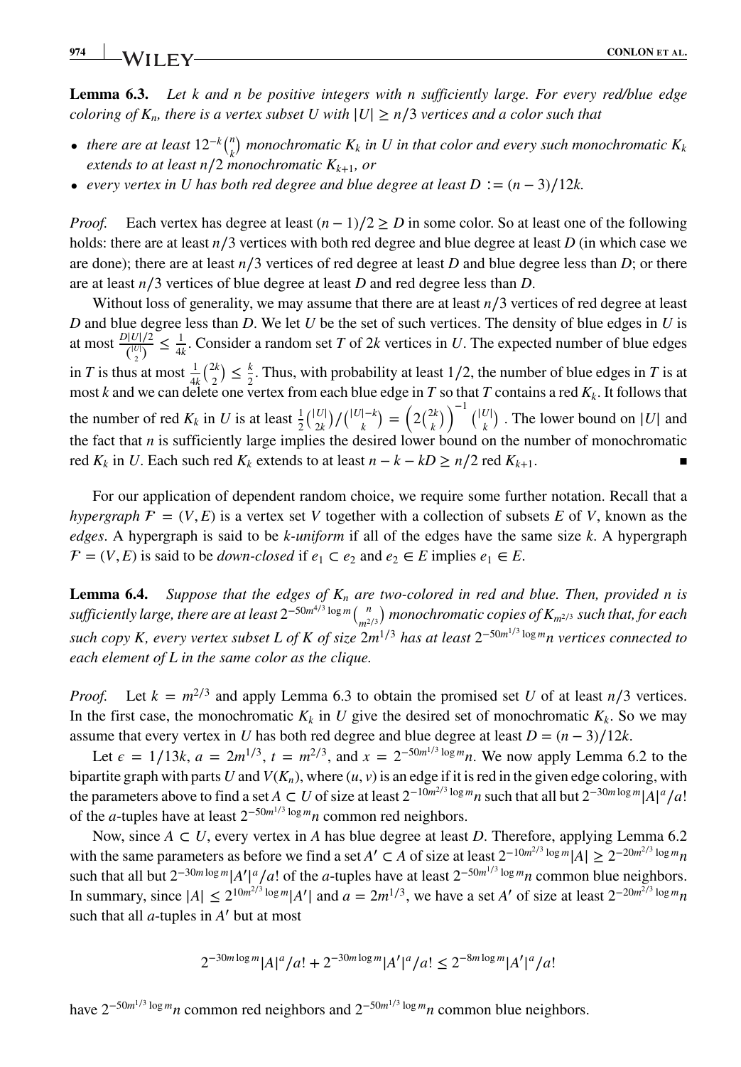**Lemma 6.3.** *Let $k$ and $n$ be positive integers with $n$ sufficiently large. For every red/blue edge coloring of $K_n$, there is a vertex subset $U$ with $|U| \geq n/3$ vertices and a color such that*

- *there are at least $12^{-k}\binom{n}{k}$ monochromatic $K_k$ in $U$ in that color and every such monochromatic $K_k$ extends to at least $n/2$ monochromatic $K_{k+1}$, or*
- *every vertex in $U$ has both red degree and blue degree at least $D := (n-3)/12k$.*

*Proof.* Each vertex has degree at least $(n-1)/2 \geq D$ in some color. So at least one of the following holds: there are at least $n/3$ vertices with both red degree and blue degree at least $D$ (in which case we are done); there are at least $n/3$ vertices of red degree at least $D$ and blue degree less than $D$; or there are at least $n/3$ vertices of blue degree at least $D$ and red degree less than $D$.

Without loss of generality, we may assume that there are at least $n/3$ vertices of red degree at least $D$ and blue degree less than $D$. We let $U$ be the set of such vertices. The density of blue edges in $U$ is at most $\frac{D|U|/2}{\binom{|U|}{2}} \leq \frac{1}{4k}$. Consider a random set $T$ of $2k$ vertices in $U$. The expected number of blue edges in $T$ is thus at most $\frac{1}{4k}\binom{2k}{2} \leq \frac{k}{2}$. Thus, with probability at least $1/2$, the number of blue edges in $T$ is at most $k$ and we can delete one vertex from each blue edge in $T$ so that $T$ contains a red $K_k$. It follows that the number of red $K_k$ in $U$ is at least $\frac{1}{2}\binom{|U|}{2k}/\binom{|U|-k}{k} = \left(2\binom{2k}{k}\right)^{-1}\binom{|U|}{k}$. The lower bound on $|U|$ and the fact that $n$ is sufficiently large implies the desired lower bound on the number of monochromatic red $K_k$ in $U$. Each such red $K_k$ extends to at least $n - k - kD \geq n/2$ red $K_{k+1}$. ∎

For our application of dependent random choice, we require some further notation. Recall that a *hypergraph* $\mathcal{F} = (V, E)$ is a vertex set $V$ together with a collection of subsets $E$ of $V$, known as the *edges*. A hypergraph is said to be *$k$-uniform* if all of the edges have the same size $k$. A hypergraph $\mathcal{F} = (V, E)$ is said to be *down-closed* if $e_1 \subset e_2$ and $e_2 \in E$ implies $e_1 \in E$.

**Lemma 6.4.** *Suppose that the edges of $K_n$ are two-colored in red and blue. Then, provided $n$ is sufficiently large, there are at least $2^{-50m^{4/3}\log m}\binom{n}{m^{2/3}}$ monochromatic copies of $K_{m^{2/3}}$ such that, for each such copy $K$, every vertex subset $L$ of $K$ of size $2m^{1/3}$ has at least $2^{-50m^{1/3}\log m}n$ vertices connected to each element of $L$ in the same color as the clique.*

*Proof.* Let $k = m^{2/3}$ and apply Lemma 6.3 to obtain the promised set $U$ of at least $n/3$ vertices. In the first case, the monochromatic $K_k$ in $U$ give the desired set of monochromatic $K_k$. So we may assume that every vertex in $U$ has both red degree and blue degree at least $D = (n-3)/12k$.

Let $\epsilon = 1/13k$, $a = 2m^{1/3}$, $t = m^{2/3}$, and $x = 2^{-50m^{1/3}\log m}n$. We now apply Lemma 6.2 to the bipartite graph with parts $U$ and $V(K_n)$, where $(u, v)$ is an edge if it is red in the given edge coloring, with the parameters above to find a set $A \subset U$ of size at least $2^{-10m^{2/3}\log m}n$ such that all but $2^{-30m\log m}|A|^a/a!$ of the $a$-tuples have at least $2^{-50m^{1/3}\log m}n$ common red neighbors.

Now, since $A \subset U$, every vertex in $A$ has blue degree at least $D$. Therefore, applying Lemma 6.2 with the same parameters as before we find a set $A' \subset A$ of size at least $2^{-10m^{2/3}\log m}|A| \geq 2^{-20m^{2/3}\log m}n$ such that all but $2^{-30m\log m}|A'|^a/a!$ of the $a$-tuples have at least $2^{-50m^{1/3}\log m}n$ common blue neighbors. In summary, since $|A| \leq 2^{10m^{2/3}\log m}|A'|$ and $a = 2m^{1/3}$, we have a set $A'$ of size at least $2^{-20m^{2/3}\log m}n$ such that all $a$-tuples in $A'$ but at most

$$2^{-30m\log m}|A|^a/a! + 2^{-30m\log m}|A'|^a/a! \leq 2^{-8m\log m}|A'|^a/a!$$

have $2^{-50m^{1/3}\log m}n$ common red neighbors and $2^{-50m^{1/3}\log m}n$ common blue neighbors.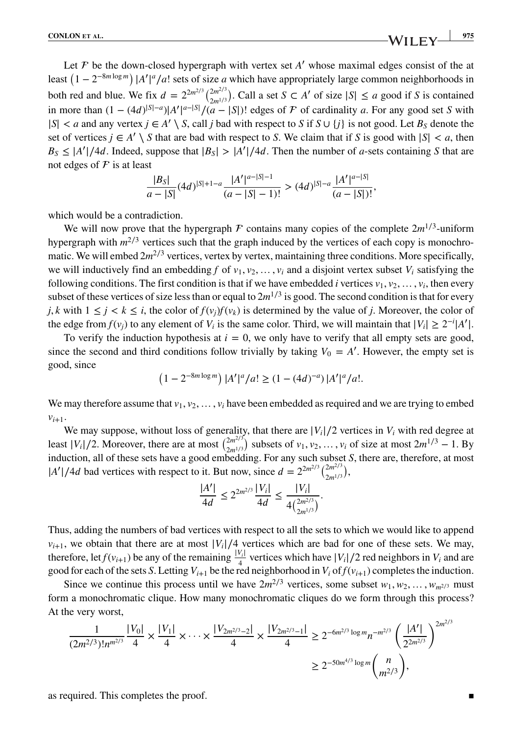Let $\mathcal{F}$ be the down-closed hypergraph with vertex set $A'$ whose maximal edges consist of the at least $\left(1 - 2^{-8m\log m}\right)|A'|^a/a!$ sets of size $a$ which have appropriately large common neighborhoods in both red and blue. We fix $d = 2^{2m^{2/3}}\binom{2m^{2/3}}{2m^{1/3}}$. Call a set $S \subset A'$ of size $|S| \leq a$ good if $S$ is contained in more than $(1-(4d)^{|S|-a})|A'|^{a-|S|}/(a-|S|)!$ edges of $\mathcal{F}$ of cardinality $a$. For any good set $S$ with $|S| < a$ and any vertex $j \in A' \setminus S$, call $j$ bad with respect to $S$ if $S \cup \{j\}$ is not good. Let $B_S$ denote the set of vertices $j \in A' \setminus S$ that are bad with respect to $S$. We claim that if $S$ is good with $|S| < a$, then $B_S \leq |A'|/4d$. Indeed, suppose that $|B_S| > |A'|/4d$. Then the number of $a$-sets containing $S$ that are not edges of $\mathcal{F}$ is at least

$$\frac{|B_S|}{a-|S|}(4d)^{|S|+1-a}\frac{|A'|^{a-|S|-1}}{(a-|S|-1)!} > (4d)^{|S|-a}\frac{|A'|^{a-|S|}}{(a-|S|)!},$$

which would be a contradiction.

We will now prove that the hypergraph $\mathcal{F}$ contains many copies of the complete $2m^{1/3}$-uniform hypergraph with $m^{2/3}$ vertices such that the graph induced by the vertices of each copy is monochromatic. We will embed $2m^{2/3}$ vertices, vertex by vertex, maintaining three conditions. More specifically, we will inductively find an embedding $f$ of $v_1, v_2, \ldots, v_i$ and a disjoint vertex subset $V_i$ satisfying the following conditions. The first condition is that if we have embedded $i$ vertices $v_1, v_2, \ldots, v_i$, then every subset of these vertices of size less than or equal to $2m^{1/3}$ is good. The second condition is that for every $j, k$ with $1 \leq j < k \leq i$, the color of $f(v_j)f(v_k)$ is determined by the value of $j$. Moreover, the color of the edge from $f(v_j)$ to any element of $V_i$ is the same color. Third, we will maintain that $|V_i| \geq 2^{-i}|A'|$.

To verify the induction hypothesis at $i = 0$, we only have to verify that all empty sets are good, since the second and third conditions follow trivially by taking $V_0 = A'$. However, the empty set is good, since

$$\left(1 - 2^{-8m\log m}\right)|A'|^a/a! \geq (1-(4d)^{-a})|A'|^a/a!.$$

We may therefore assume that $v_1, v_2, \ldots, v_i$ have been embedded as required and we are trying to embed $v_{i+1}$.

We may suppose, without loss of generality, that there are $|V_i|/2$ vertices in $V_i$ with red degree at least $|V_i|/2$. Moreover, there are at most $\binom{2m^{2/3}}{2m^{1/3}}$ subsets of $v_1, v_2, \ldots, v_i$ of size at most $2m^{1/3} - 1$. By induction, all of these sets have a good embedding. For any such subset $S$, there are, therefore, at most $|A'|/4d$ bad vertices with respect to it. But now, since $d = 2^{2m^{2/3}}\binom{2m^{2/3}}{2m^{1/3}}$,

$$\frac{|A'|}{4d} \leq 2^{2m^{2/3}}\frac{|V_i|}{4d} \leq \frac{|V_i|}{4\binom{2m^{2/3}}{2m^{1/3}}}.$$

Thus, adding the numbers of bad vertices with respect to all the sets to which we would like to append $v_{i+1}$, we obtain that there are at most $|V_i|/4$ vertices which are bad for one of these sets. We may, therefore, let $f(v_{i+1})$ be any of the remaining $\frac{|V_i|}{4}$ vertices which have $|V_i|/2$ red neighbors in $V_i$ and are good for each of the sets $S$. Letting $V_{i+1}$ be the red neighborhood in $V_i$ of $f(v_{i+1})$ completes the induction.

Since we continue this process until we have $2m^{2/3}$ vertices, some subset $w_1, w_2, \ldots, w_{m^{2/3}}$ must form a monochromatic clique. How many monochromatic cliques do we form through this process? At the very worst,

$$\begin{aligned}\frac{1}{(2m^{2/3})!n^{m^{2/3}}}\frac{|V_0|}{4} \times \frac{|V_1|}{4} \times \cdots \times \frac{|V_{2m^{2/3}-2}|}{4} \times \frac{|V_{2m^{2/3}-1}|}{4} &\geq 2^{-6m^{2/3}\log m}n^{-m^{2/3}}\left(\frac{|A'|}{2^{2m^{2/3}}}\right)^{2m^{2/3}} \\ &\geq 2^{-50m^{4/3}\log m}\binom{n}{m^{2/3}},\end{aligned}$$

as required. This completes the proof. ■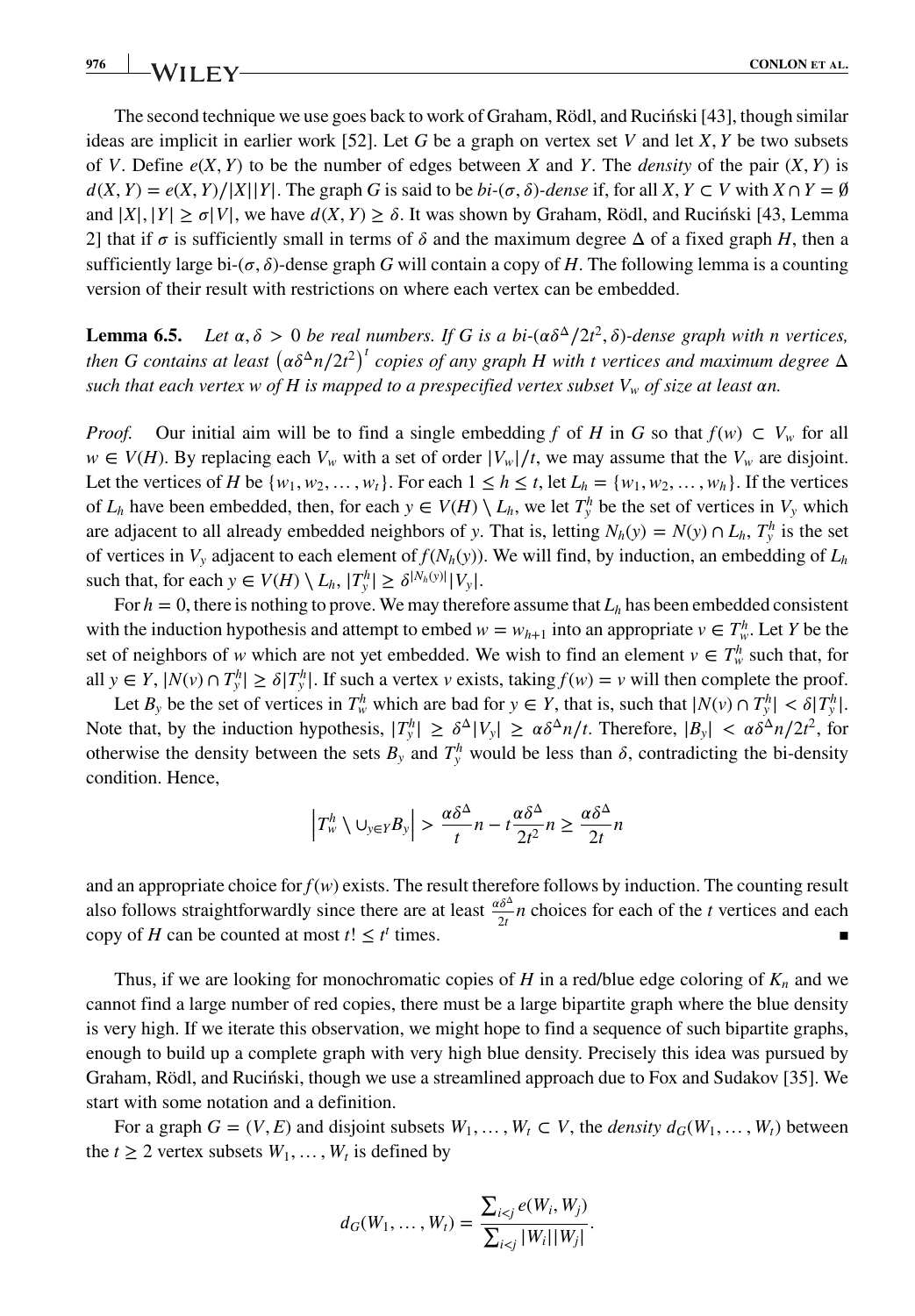The second technique we use goes back to work of Graham, Rödl, and Ruciński [43], though similar ideas are implicit in earlier work [52]. Let $G$ be a graph on vertex set $V$ and let $X, Y$ be two subsets of $V$. Define $e(X, Y)$ to be the number of edges between $X$ and $Y$. The *density* of the pair $(X, Y)$ is $d(X, Y) = e(X, Y)/|X||Y|$. The graph $G$ is said to be *bi-*$(\sigma, \delta)$*-dense* if, for all $X, Y \subset V$ with $X \cap Y = \emptyset$ and $|X|, |Y| \geq \sigma|V|$, we have $d(X, Y) \geq \delta$. It was shown by Graham, Rödl, and Ruciński [43, Lemma 2] that if $\sigma$ is sufficiently small in terms of $\delta$ and the maximum degree $\Delta$ of a fixed graph $H$, then a sufficiently large bi-$(\sigma, \delta)$-dense graph $G$ will contain a copy of $H$. The following lemma is a counting version of their result with restrictions on where each vertex can be embedded.

**Lemma 6.5.** *Let $\alpha, \delta > 0$ be real numbers. If $G$ is a bi-$(\alpha\delta^\Delta/2t^2, \delta)$-dense graph with $n$ vertices, then $G$ contains at least $\left(\alpha\delta^\Delta n/2t^2\right)^t$ copies of any graph $H$ with $t$ vertices and maximum degree $\Delta$ such that each vertex $w$ of $H$ is mapped to a prespecified vertex subset $V_w$ of size at least $\alpha n$.*

*Proof.* Our initial aim will be to find a single embedding $f$ of $H$ in $G$ so that $f(w) \subset V_w$ for all $w \in V(H)$. By replacing each $V_w$ with a set of order $|V_w|/t$, we may assume that the $V_w$ are disjoint. Let the vertices of $H$ be $\{w_1, w_2, \dots, w_t\}$. For each $1 \leq h \leq t$, let $L_h = \{w_1, w_2, \dots, w_h\}$. If the vertices of $L_h$ have been embedded, then, for each $y \in V(H) \setminus L_h$, we let $T_y^h$ be the set of vertices in $V_y$ which are adjacent to all already embedded neighbors of $y$. That is, letting $N_h(y) = N(y) \cap L_h$, $T_y^h$ is the set of vertices in $V_y$ adjacent to each element of $f(N_h(y))$. We will find, by induction, an embedding of $L_h$ such that, for each $y \in V(H) \setminus L_h$, $|T_y^h| \geq \delta^{|N_h(y)|}|V_y|$.

For $h = 0$, there is nothing to prove. We may therefore assume that $L_h$ has been embedded consistent with the induction hypothesis and attempt to embed $w = w_{h+1}$ into an appropriate $v \in T_w^h$. Let $Y$ be the set of neighbors of $w$ which are not yet embedded. We wish to find an element $v \in T_w^h$ such that, for all $y \in Y$, $|N(v) \cap T_y^h| \geq \delta|T_y^h|$. If such a vertex $v$ exists, taking $f(w) = v$ will then complete the proof.

Let $B_y$ be the set of vertices in $T_w^h$ which are bad for $y \in Y$, that is, such that $|N(v) \cap T_y^h| < \delta|T_y^h|$. Note that, by the induction hypothesis, $|T_y^h| \geq \delta^\Delta|V_y| \geq \alpha\delta^\Delta n/t$. Therefore, $|B_y| < \alpha\delta^\Delta n/2t^2$, for otherwise the density between the sets $B_y$ and $T_y^h$ would be less than $\delta$, contradicting the bi-density condition. Hence,

$$\left|T_w^h \setminus \cup_{y \in Y} B_y\right| > \frac{\alpha\delta^\Delta}{t}n - t\frac{\alpha\delta^\Delta}{2t^2}n \geq \frac{\alpha\delta^\Delta}{2t}n$$

and an appropriate choice for $f(w)$ exists. The result therefore follows by induction. The counting result also follows straightforwardly since there are at least $\frac{\alpha\delta^\Delta}{2t}n$ choices for each of the $t$ vertices and each copy of $H$ can be counted at most $t! \leq t^t$ times. ∎

Thus, if we are looking for monochromatic copies of $H$ in a red/blue edge coloring of $K_n$ and we cannot find a large number of red copies, there must be a large bipartite graph where the blue density is very high. If we iterate this observation, we might hope to find a sequence of such bipartite graphs, enough to build up a complete graph with very high blue density. Precisely this idea was pursued by Graham, Rödl, and Ruciński, though we use a streamlined approach due to Fox and Sudakov [35]. We start with some notation and a definition.

For a graph $G = (V, E)$ and disjoint subsets $W_1, \dots, W_t \subset V$, the *density* $d_G(W_1, \dots, W_t)$ between the $t \geq 2$ vertex subsets $W_1, \dots, W_t$ is defined by

$$d_G(W_1, \dots, W_t) = \frac{\sum_{i<j} e(W_i, W_j)}{\sum_{i<j} |W_i||W_j|}.$$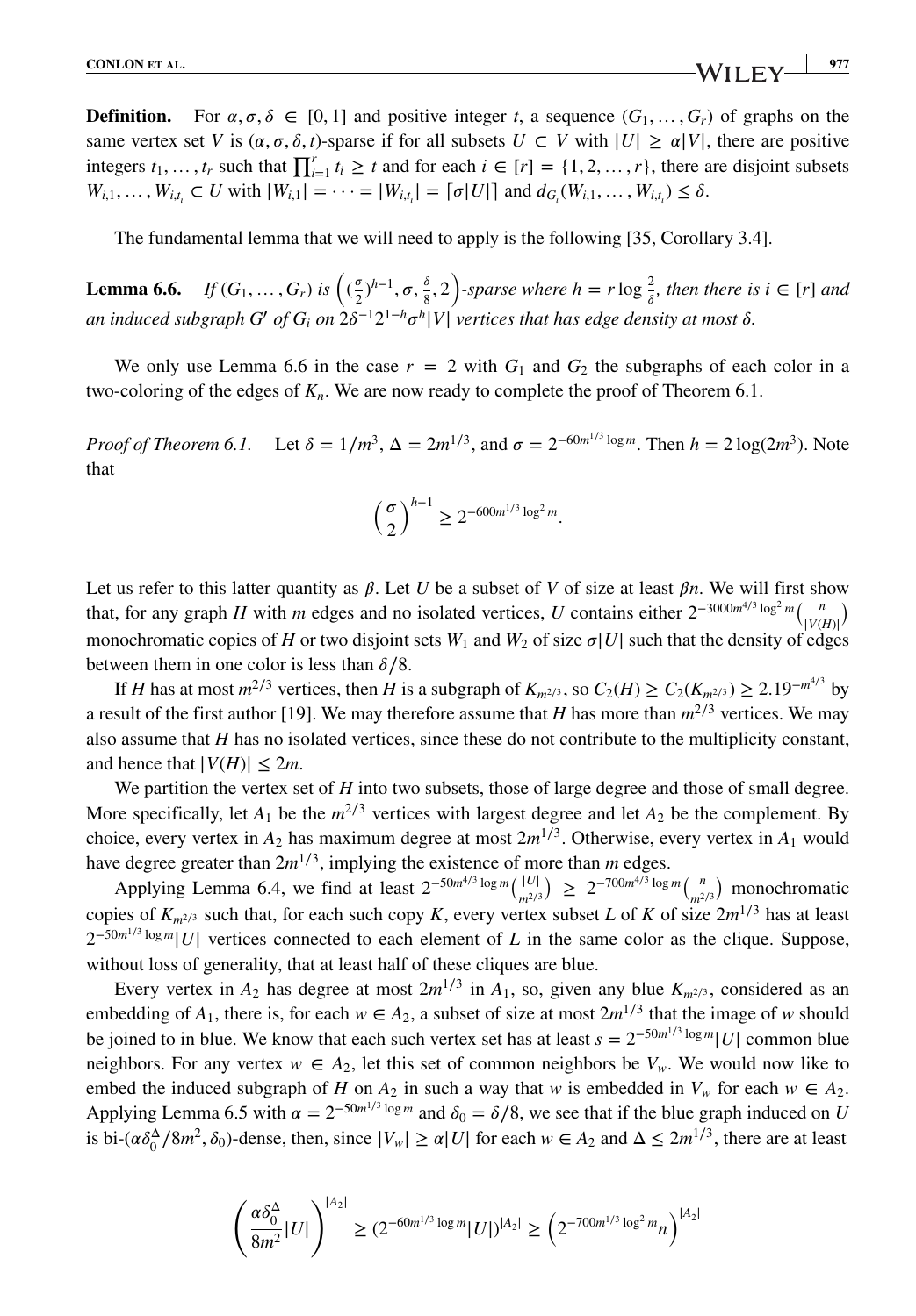**Definition.** For $\alpha, \sigma, \delta \in [0,1]$ and positive integer $t$, a sequence $(G_1, \ldots, G_r)$ of graphs on the same vertex set $V$ is $(\alpha, \sigma, \delta, t)$-sparse if for all subsets $U \subset V$ with $|U| \geq \alpha|V|$, there are positive integers $t_1, \ldots, t_r$ such that $\prod_{i=1}^{r} t_i \geq t$ and for each $i \in [r] = \{1, 2, \ldots, r\}$, there are disjoint subsets $W_{i,1}, \ldots, W_{i,t_i} \subset U$ with $|W_{i,1}| = \cdots = |W_{i,t_i}| = \lceil \sigma|U| \rceil$ and $d_{G_i}(W_{i,1}, \ldots, W_{i,t_i}) \leq \delta$.

The fundamental lemma that we will need to apply is the following [35, Corollary 3.4].

**Lemma 6.6.** *If $(G_1, \ldots, G_r)$ is $\left((\frac{\sigma}{2})^{h-1}, \sigma, \frac{\delta}{8}, 2\right)$-sparse where $h = r \log \frac{2}{\delta}$, then there is $i \in [r]$ and an induced subgraph $G'$ of $G_i$ on $2\delta^{-1}2^{1-h}\sigma^h|V|$ vertices that has edge density at most $\delta$.*

We only use Lemma 6.6 in the case $r = 2$ with $G_1$ and $G_2$ the subgraphs of each color in a two-coloring of the edges of $K_n$. We are now ready to complete the proof of Theorem 6.1.

*Proof of Theorem 6.1.* Let $\delta = 1/m^3$, $\Delta = 2m^{1/3}$, and $\sigma = 2^{-60m^{1/3}\log m}$. Then $h = 2\log(2m^3)$. Note that

$$\left(\frac{\sigma}{2}\right)^{h-1} \geq 2^{-600m^{1/3}\log^2 m}.$$

Let us refer to this latter quantity as $\beta$. Let $U$ be a subset of $V$ of size at least $\beta n$. We will first show that, for any graph $H$ with $m$ edges and no isolated vertices, $U$ contains either $2^{-3000m^{4/3}\log^2 m}\binom{n}{|V(H)|}$ monochromatic copies of $H$ or two disjoint sets $W_1$ and $W_2$ of size $\sigma|U|$ such that the density of edges between them in one color is less than $\delta/8$.

If $H$ has at most $m^{2/3}$ vertices, then $H$ is a subgraph of $K_{m^{2/3}}$, so $C_2(H) \geq C_2(K_{m^{2/3}}) \geq 2.19^{-m^{4/3}}$ by a result of the first author [19]. We may therefore assume that $H$ has more than $m^{2/3}$ vertices. We may also assume that $H$ has no isolated vertices, since these do not contribute to the multiplicity constant, and hence that $|V(H)| \leq 2m$.

We partition the vertex set of $H$ into two subsets, those of large degree and those of small degree. More specifically, let $A_1$ be the $m^{2/3}$ vertices with largest degree and let $A_2$ be the complement. By choice, every vertex in $A_2$ has maximum degree at most $2m^{1/3}$. Otherwise, every vertex in $A_1$ would have degree greater than $2m^{1/3}$, implying the existence of more than $m$ edges.

Applying Lemma 6.4, we find at least $2^{-50m^{4/3}\log m}\binom{|U|}{m^{2/3}} \geq 2^{-700m^{4/3}\log m}\binom{n}{m^{2/3}}$ monochromatic copies of $K_{m^{2/3}}$ such that, for each such copy $K$, every vertex subset $L$ of $K$ of size $2m^{1/3}$ has at least $2^{-50m^{1/3}\log m}|U|$ vertices connected to each element of $L$ in the same color as the clique. Suppose, without loss of generality, that at least half of these cliques are blue.

Every vertex in $A_2$ has degree at most $2m^{1/3}$ in $A_1$, so, given any blue $K_{m^{2/3}}$, considered as an embedding of $A_1$, there is, for each $w \in A_2$, a subset of size at most $2m^{1/3}$ that the image of $w$ should be joined to in blue. We know that each such vertex set has at least $s = 2^{-50m^{1/3}\log m}|U|$ common blue neighbors. For any vertex $w \in A_2$, let this set of common neighbors be $V_w$. We would now like to embed the induced subgraph of $H$ on $A_2$ in such a way that $w$ is embedded in $V_w$ for each $w \in A_2$. Applying Lemma 6.5 with $\alpha = 2^{-50m^{1/3}\log m}$ and $\delta_0 = \delta/8$, we see that if the blue graph induced on $U$ is bi-$(\alpha\delta_0^{\Delta}/8m^2, \delta_0)$-dense, then, since $|V_w| \geq \alpha|U|$ for each $w \in A_2$ and $\Delta \leq 2m^{1/3}$, there are at least

$$\left(\frac{\alpha\delta_0^{\Delta}}{8m^2}|U|\right)^{|A_2|} \geq (2^{-60m^{1/3}\log m}|U|)^{|A_2|} \geq \left(2^{-700m^{1/3}\log^2 m}n\right)^{|A_2|}$$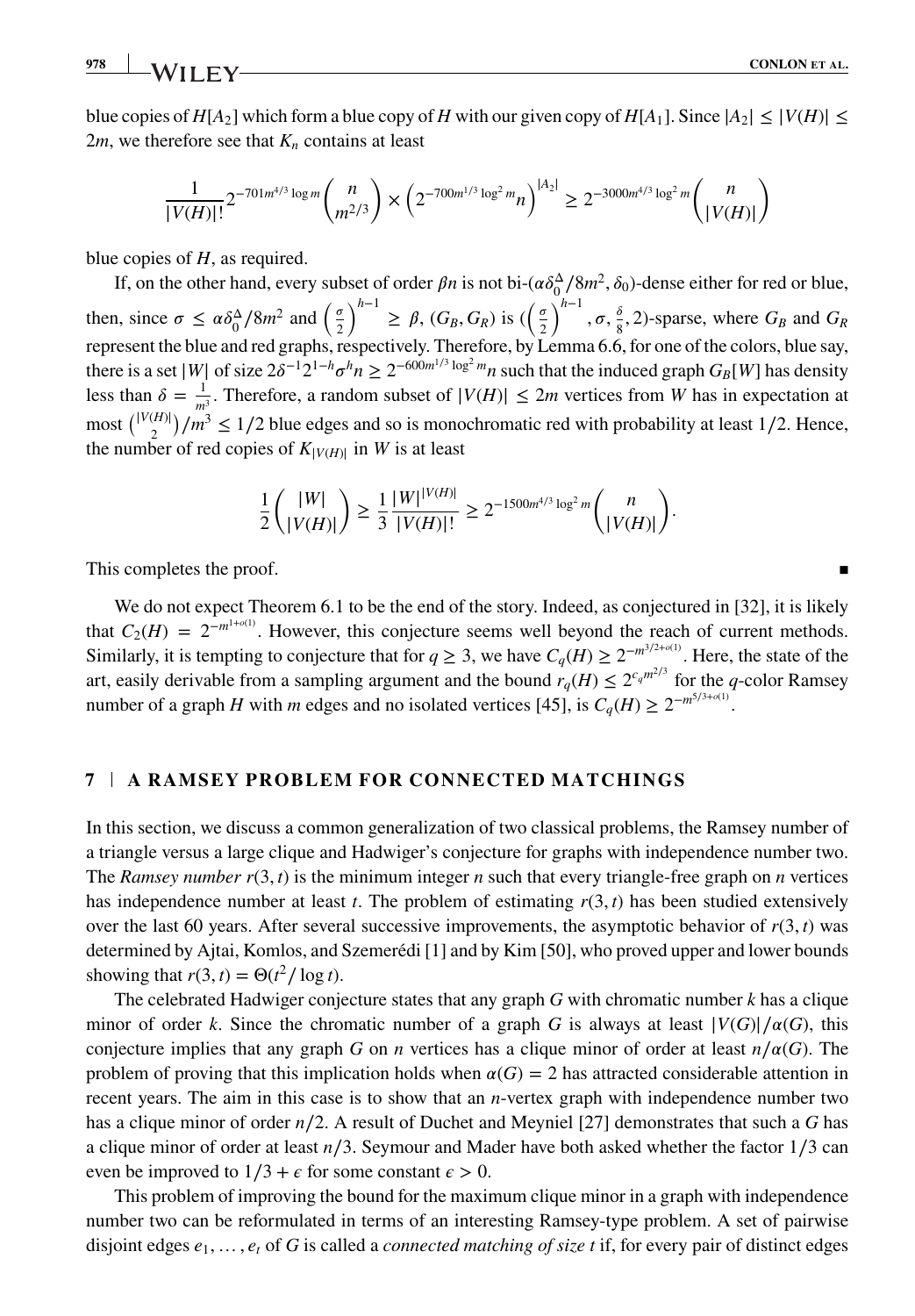blue copies of $H[A_2]$ which form a blue copy of $H$ with our given copy of $H[A_1]$. Since $|A_2| \leq |V(H)| \leq 2m$, we therefore see that $K_n$ contains at least

$$\frac{1}{|V(H)|!}2^{-701m^{4/3}\log m}\binom{n}{m^{2/3}} \times \left(2^{-700m^{1/3}\log^2 m}n\right)^{|A_2|} \geq 2^{-3000m^{4/3}\log^2 m}\binom{n}{|V(H)|}$$

blue copies of $H$, as required.

If, on the other hand, every subset of order $\beta n$ is not bi-$(\alpha\delta_0^{\Delta}/8m^2, \delta_0)$-dense either for red or blue, then, since $\sigma \leq \alpha\delta_0^{\Delta}/8m^2$ and $\left(\frac{\sigma}{2}\right)^{h-1} \geq \beta$, $(G_B, G_R)$ is $(\left(\frac{\sigma}{2}\right)^{h-1}, \sigma, \frac{\delta}{8}, 2)$-sparse, where $G_B$ and $G_R$ represent the blue and red graphs, respectively. Therefore, by Lemma 6.6, for one of the colors, blue say, there is a set $|W|$ of size $2\delta^{-1}2^{1-h}\sigma^h n \geq 2^{-600m^{1/3}\log^2 m}n$ such that the induced graph $G_B[W]$ has density less than $\delta = \frac{1}{m^3}$. Therefore, a random subset of $|V(H)| \leq 2m$ vertices from $W$ has in expectation at most $\binom{|V(H)|}{2}/m^3 \leq 1/2$ blue edges and so is monochromatic red with probability at least $1/2$. Hence, the number of red copies of $K_{|V(H)|}$ in $W$ is at least

$$\frac{1}{2}\binom{|W|}{|V(H)|} \geq \frac{1}{3}\frac{|W|^{|V(H)|}}{|V(H)|!} \geq 2^{-1500m^{4/3}\log^2 m}\binom{n}{|V(H)|}.$$

This completes the proof. ∎

We do not expect Theorem 6.1 to be the end of the story. Indeed, as conjectured in [32], it is likely that $C_2(H) = 2^{-m^{1+o(1)}}$. However, this conjecture seems well beyond the reach of current methods. Similarly, it is tempting to conjecture that for $q \geq 3$, we have $C_q(H) \geq 2^{-m^{3/2+o(1)}}$. Here, the state of the art, easily derivable from a sampling argument and the bound $r_q(H) \leq 2^{c_q m^{2/3}}$ for the $q$-color Ramsey number of a graph $H$ with $m$ edges and no isolated vertices [45], is $C_q(H) \geq 2^{-m^{5/3+o(1)}}$.

## 7 | A RAMSEY PROBLEM FOR CONNECTED MATCHINGS

In this section, we discuss a common generalization of two classical problems, the Ramsey number of a triangle versus a large clique and Hadwiger's conjecture for graphs with independence number two. The *Ramsey number* $r(3, t)$ is the minimum integer $n$ such that every triangle-free graph on $n$ vertices has independence number at least $t$. The problem of estimating $r(3, t)$ has been studied extensively over the last 60 years. After several successive improvements, the asymptotic behavior of $r(3, t)$ was determined by Ajtai, Komlos, and Szemerédi [1] and by Kim [50], who proved upper and lower bounds showing that $r(3, t) = \Theta(t^2/\log t)$.

The celebrated Hadwiger conjecture states that any graph $G$ with chromatic number $k$ has a clique minor of order $k$. Since the chromatic number of a graph $G$ is always at least $|V(G)|/\alpha(G)$, this conjecture implies that any graph $G$ on $n$ vertices has a clique minor of order at least $n/\alpha(G)$. The problem of proving that this implication holds when $\alpha(G) = 2$ has attracted considerable attention in recent years. The aim in this case is to show that an $n$-vertex graph with independence number two has a clique minor of order $n/2$. A result of Duchet and Meyniel [27] demonstrates that such a $G$ has a clique minor of order at least $n/3$. Seymour and Mader have both asked whether the factor $1/3$ can even be improved to $1/3 + \epsilon$ for some constant $\epsilon > 0$.

This problem of improving the bound for the maximum clique minor in a graph with independence number two can be reformulated in terms of an interesting Ramsey-type problem. A set of pairwise disjoint edges $e_1, \ldots, e_t$ of $G$ is called a *connected matching of size t* if, for every pair of distinct edges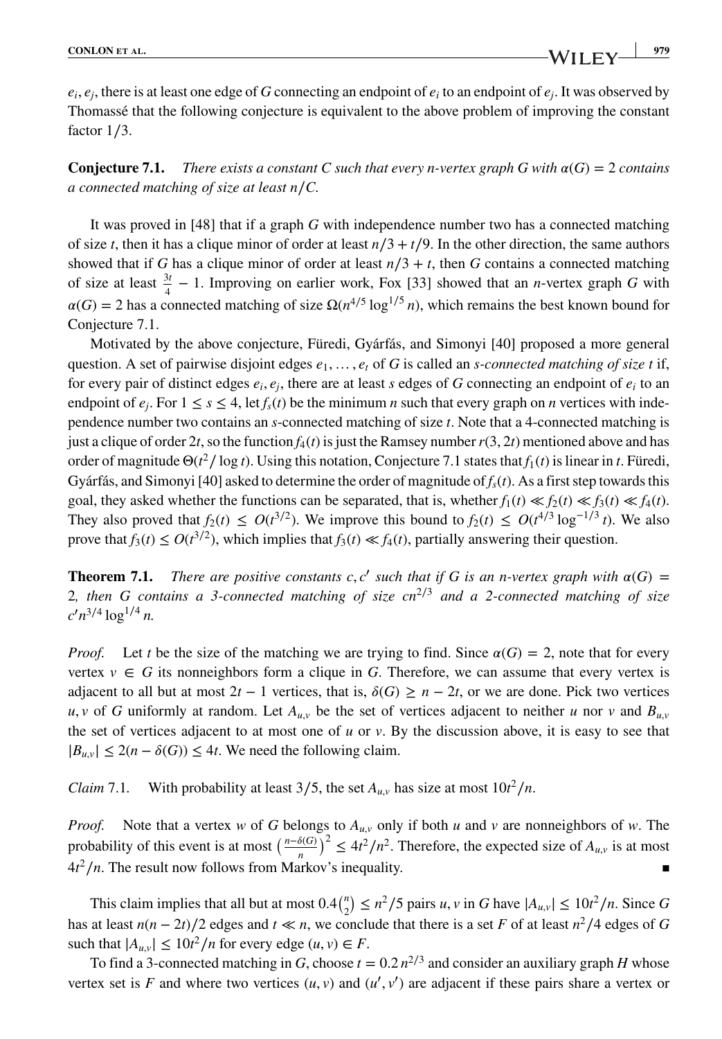$e_i, e_j$, there is at least one edge of $G$ connecting an endpoint of $e_i$ to an endpoint of $e_j$. It was observed by Thomassé that the following conjecture is equivalent to the above problem of improving the constant factor $1/3$.

**Conjecture 7.1.** *There exists a constant $C$ such that every $n$-vertex graph $G$ with $\alpha(G) = 2$ contains a connected matching of size at least $n/C$.*

It was proved in [48] that if a graph $G$ with independence number two has a connected matching of size $t$, then it has a clique minor of order at least $n/3 + t/9$. In the other direction, the same authors showed that if $G$ has a clique minor of order at least $n/3 + t$, then $G$ contains a connected matching of size at least $\frac{3t}{4} - 1$. Improving on earlier work, Fox [33] showed that an $n$-vertex graph $G$ with $\alpha(G) = 2$ has a connected matching of size $\Omega(n^{4/5} \log^{1/5} n)$, which remains the best known bound for Conjecture 7.1.

Motivated by the above conjecture, Füredi, Gyárfás, and Simonyi [40] proposed a more general question. A set of pairwise disjoint edges $e_1, \ldots, e_t$ of $G$ is called an *$s$-connected matching of size $t$* if, for every pair of distinct edges $e_i, e_j$, there are at least $s$ edges of $G$ connecting an endpoint of $e_i$ to an endpoint of $e_j$. For $1 \le s \le 4$, let $f_s(t)$ be the minimum $n$ such that every graph on $n$ vertices with independence number two contains an $s$-connected matching of size $t$. Note that a 4-connected matching is just a clique of order $2t$, so the function $f_4(t)$ is just the Ramsey number $r(3, 2t)$ mentioned above and has order of magnitude $\Theta(t^2/\log t)$. Using this notation, Conjecture 7.1 states that $f_1(t)$ is linear in $t$. Füredi, Gyárfás, and Simonyi [40] asked to determine the order of magnitude of $f_s(t)$. As a first step towards this goal, they asked whether the functions can be separated, that is, whether $f_1(t) \ll f_2(t) \ll f_3(t) \ll f_4(t)$. They also proved that $f_2(t) \le O(t^{3/2})$. We improve this bound to $f_2(t) \le O(t^{4/3} \log^{-1/3} t)$. We also prove that $f_3(t) \le O(t^{3/2})$, which implies that $f_3(t) \ll f_4(t)$, partially answering their question.

**Theorem 7.1.** *There are positive constants $c, c'$ such that if $G$ is an $n$-vertex graph with $\alpha(G) = 2$, then $G$ contains a 3-connected matching of size $cn^{2/3}$ and a 2-connected matching of size $c' n^{3/4} \log^{1/4} n$.*

*Proof.* Let $t$ be the size of the matching we are trying to find. Since $\alpha(G) = 2$, note that for every vertex $v \in G$ its nonneighbors form a clique in $G$. Therefore, we can assume that every vertex is adjacent to all but at most $2t - 1$ vertices, that is, $\delta(G) \ge n - 2t$, or we are done. Pick two vertices $u, v$ of $G$ uniformly at random. Let $A_{u,v}$ be the set of vertices adjacent to neither $u$ nor $v$ and $B_{u,v}$ the set of vertices adjacent to at most one of $u$ or $v$. By the discussion above, it is easy to see that $|B_{u,v}| \le 2(n - \delta(G)) \le 4t$. We need the following claim.

*Claim* 7.1. With probability at least $3/5$, the set $A_{u,v}$ has size at most $10t^2/n$.

*Proof.* Note that a vertex $w$ of $G$ belongs to $A_{u,v}$ only if both $u$ and $v$ are nonneighbors of $w$. The probability of this event is at most $\left(\frac{n-\delta(G)}{n}\right)^2 \le 4t^2/n^2$. Therefore, the expected size of $A_{u,v}$ is at most $4t^2/n$. The result now follows from Markov's inequality. ∎

This claim implies that all but at most $0.4\binom{n}{2} \le n^2/5$ pairs $u, v$ in $G$ have $|A_{u,v}| \le 10t^2/n$. Since $G$ has at least $n(n - 2t)/2$ edges and $t \ll n$, we conclude that there is a set $F$ of at least $n^2/4$ edges of $G$ such that $|A_{u,v}| \le 10t^2/n$ for every edge $(u, v) \in F$.

To find a 3-connected matching in $G$, choose $t = 0.2\, n^{2/3}$ and consider an auxiliary graph $H$ whose vertex set is $F$ and where two vertices $(u, v)$ and $(u', v')$ are adjacent if these pairs share a vertex or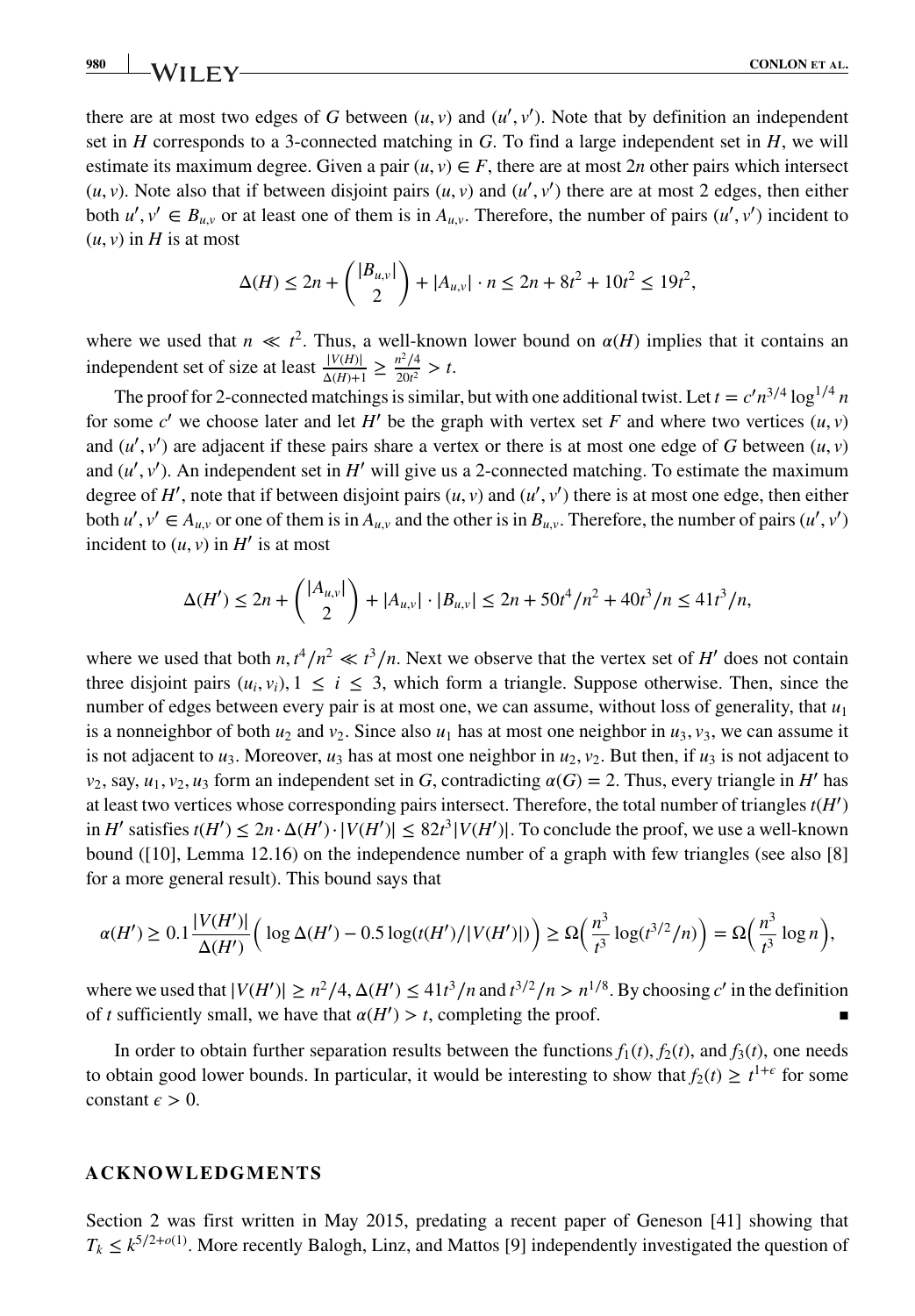there are at most two edges of $G$ between $(u, v)$ and $(u', v')$. Note that by definition an independent set in $H$ corresponds to a 3-connected matching in $G$. To find a large independent set in $H$, we will estimate its maximum degree. Given a pair $(u, v) \in F$, there are at most $2n$ other pairs which intersect $(u, v)$. Note also that if between disjoint pairs $(u, v)$ and $(u', v')$ there are at most 2 edges, then either both $u', v' \in B_{u,v}$ or at least one of them is in $A_{u,v}$. Therefore, the number of pairs $(u', v')$ incident to $(u, v)$ in $H$ is at most

$$\Delta(H) \leq 2n + \binom{|B_{u,v}|}{2} + |A_{u,v}| \cdot n \leq 2n + 8t^2 + 10t^2 \leq 19t^2,$$

where we used that $n \ll t^2$. Thus, a well-known lower bound on $\alpha(H)$ implies that it contains an independent set of size at least $\frac{|V(H)|}{\Delta(H)+1} \geq \frac{n^2/4}{20t^2} > t$.

The proof for 2-connected matchings is similar, but with one additional twist. Let $t = c'n^{3/4} \log^{1/4} n$ for some $c'$ we choose later and let $H'$ be the graph with vertex set $F$ and where two vertices $(u, v)$ and $(u', v')$ are adjacent if these pairs share a vertex or there is at most one edge of $G$ between $(u, v)$ and $(u', v')$. An independent set in $H'$ will give us a 2-connected matching. To estimate the maximum degree of $H'$, note that if between disjoint pairs $(u, v)$ and $(u', v')$ there is at most one edge, then either both $u', v' \in A_{u,v}$ or one of them is in $A_{u,v}$ and the other is in $B_{u,v}$. Therefore, the number of pairs $(u', v')$ incident to $(u, v)$ in $H'$ is at most

$$\Delta(H') \leq 2n + \binom{|A_{u,v}|}{2} + |A_{u,v}| \cdot |B_{u,v}| \leq 2n + 50t^4/n^2 + 40t^3/n \leq 41t^3/n,$$

where we used that both $n, t^4/n^2 \ll t^3/n$. Next we observe that the vertex set of $H'$ does not contain three disjoint pairs $(u_i, v_i), 1 \leq i \leq 3$, which form a triangle. Suppose otherwise. Then, since the number of edges between every pair is at most one, we can assume, without loss of generality, that $u_1$ is a nonneighbor of both $u_2$ and $v_2$. Since also $u_1$ has at most one neighbor in $u_3, v_3$, we can assume it is not adjacent to $u_3$. Moreover, $u_3$ has at most one neighbor in $u_2, v_2$. But then, if $u_3$ is not adjacent to $v_2$, say, $u_1, v_2, u_3$ form an independent set in $G$, contradicting $\alpha(G) = 2$. Thus, every triangle in $H'$ has at least two vertices whose corresponding pairs intersect. Therefore, the total number of triangles $t(H')$ in $H'$ satisfies $t(H') \leq 2n \cdot \Delta(H') \cdot |V(H')| \leq 82t^3|V(H')|$. To conclude the proof, we use a well-known bound ([10], Lemma 12.16) on the independence number of a graph with few triangles (see also [8] for a more general result). This bound says that

$$\alpha(H') \geq 0.1 \frac{|V(H')|}{\Delta(H')} \Big( \log \Delta(H') - 0.5 \log(t(H')/|V(H')|) \Big) \geq \Omega\Big( \frac{n^3}{t^3} \log(t^{3/2}/n) \Big) = \Omega\Big( \frac{n^3}{t^3} \log n \Big),$$

where we used that $|V(H')| \geq n^2/4$, $\Delta(H') \leq 41t^3/n$ and $t^{3/2}/n > n^{1/8}$. By choosing $c'$ in the definition of $t$ sufficiently small, we have that $\alpha(H') > t$, completing the proof. ∎

In order to obtain further separation results between the functions $f_1(t)$, $f_2(t)$, and $f_3(t)$, one needs to obtain good lower bounds. In particular, it would be interesting to show that $f_2(t) \geq t^{1+\epsilon}$ for some constant $\epsilon > 0$.

## ACKNOWLEDGMENTS

Section 2 was first written in May 2015, predating a recent paper of Geneson [41] showing that $T_k \leq k^{5/2+o(1)}$. More recently Balogh, Linz, and Mattos [9] independently investigated the question of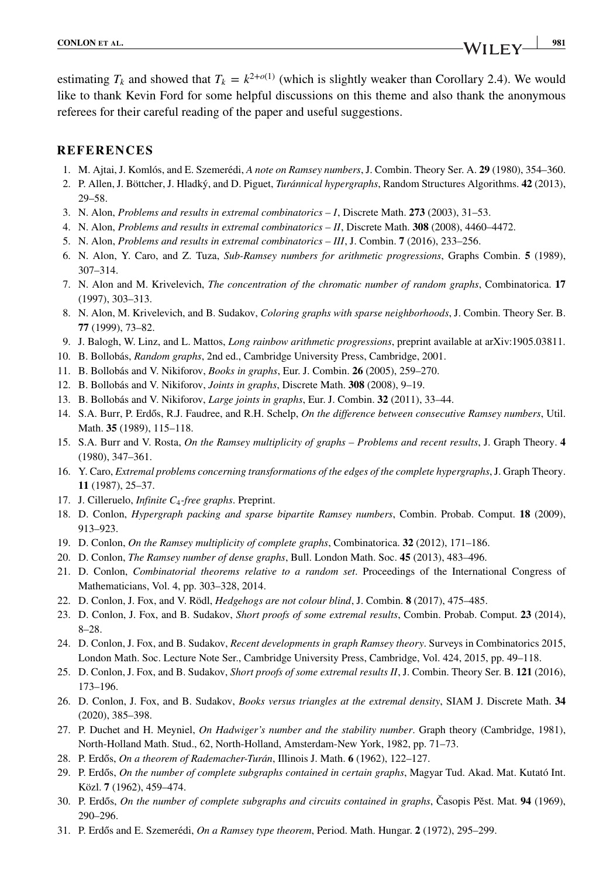estimating $T_k$ and showed that $T_k = k^{2+o(1)}$ (which is slightly weaker than Corollary 2.4). We would like to thank Kevin Ford for some helpful discussions on this theme and also thank the anonymous referees for their careful reading of the paper and useful suggestions.

## REFERENCES

1. M. Ajtai, J. Komlós, and E. Szemerédi, *A note on Ramsey numbers*, J. Combin. Theory Ser. A. **29** (1980), 354–360.
2. P. Allen, J. Böttcher, J. Hladký, and D. Piguet, *Turánnical hypergraphs*, Random Structures Algorithms. **42** (2013), 29–58.
3. N. Alon, *Problems and results in extremal combinatorics – I*, Discrete Math. **273** (2003), 31–53.
4. N. Alon, *Problems and results in extremal combinatorics – II*, Discrete Math. **308** (2008), 4460–4472.
5. N. Alon, *Problems and results in extremal combinatorics – III*, J. Combin. **7** (2016), 233–256.
6. N. Alon, Y. Caro, and Z. Tuza, *Sub-Ramsey numbers for arithmetic progressions*, Graphs Combin. **5** (1989), 307–314.
7. N. Alon and M. Krivelevich, *The concentration of the chromatic number of random graphs*, Combinatorica. **17** (1997), 303–313.
8. N. Alon, M. Krivelevich, and B. Sudakov, *Coloring graphs with sparse neighborhoods*, J. Combin. Theory Ser. B. **77** (1999), 73–82.
9. J. Balogh, W. Linz, and L. Mattos, *Long rainbow arithmetic progressions*, preprint available at arXiv:1905.03811.
10. B. Bollobás, *Random graphs*, 2nd ed., Cambridge University Press, Cambridge, 2001.
11. B. Bollobás and V. Nikiforov, *Books in graphs*, Eur. J. Combin. **26** (2005), 259–270.
12. B. Bollobás and V. Nikiforov, *Joints in graphs*, Discrete Math. **308** (2008), 9–19.
13. B. Bollobás and V. Nikiforov, *Large joints in graphs*, Eur. J. Combin. **32** (2011), 33–44.
14. S.A. Burr, P. Erdős, R.J. Faudree, and R.H. Schelp, *On the difference between consecutive Ramsey numbers*, Util. Math. **35** (1989), 115–118.
15. S.A. Burr and V. Rosta, *On the Ramsey multiplicity of graphs – Problems and recent results*, J. Graph Theory. **4** (1980), 347–361.
16. Y. Caro, *Extremal problems concerning transformations of the edges of the complete hypergraphs*, J. Graph Theory. **11** (1987), 25–37.
17. J. Cilleruelo, *Infinite $C_4$-free graphs*. Preprint.
18. D. Conlon, *Hypergraph packing and sparse bipartite Ramsey numbers*, Combin. Probab. Comput. **18** (2009), 913–923.
19. D. Conlon, *On the Ramsey multiplicity of complete graphs*, Combinatorica. **32** (2012), 171–186.
20. D. Conlon, *The Ramsey number of dense graphs*, Bull. London Math. Soc. **45** (2013), 483–496.
21. D. Conlon, *Combinatorial theorems relative to a random set*. Proceedings of the International Congress of Mathematicians, Vol. 4, pp. 303–328, 2014.
22. D. Conlon, J. Fox, and V. Rödl, *Hedgehogs are not colour blind*, J. Combin. **8** (2017), 475–485.
23. D. Conlon, J. Fox, and B. Sudakov, *Short proofs of some extremal results*, Combin. Probab. Comput. **23** (2014), 8–28.
24. D. Conlon, J. Fox, and B. Sudakov, *Recent developments in graph Ramsey theory*. Surveys in Combinatorics 2015, London Math. Soc. Lecture Note Ser., Cambridge University Press, Cambridge, Vol. 424, 2015, pp. 49–118.
25. D. Conlon, J. Fox, and B. Sudakov, *Short proofs of some extremal results II*, J. Combin. Theory Ser. B. **121** (2016), 173–196.
26. D. Conlon, J. Fox, and B. Sudakov, *Books versus triangles at the extremal density*, SIAM J. Discrete Math. **34** (2020), 385–398.
27. P. Duchet and H. Meyniel, *On Hadwiger's number and the stability number*. Graph theory (Cambridge, 1981), North-Holland Math. Stud., 62, North-Holland, Amsterdam-New York, 1982, pp. 71–73.
28. P. Erdős, *On a theorem of Rademacher-Turán*, Illinois J. Math. **6** (1962), 122–127.
29. P. Erdős, *On the number of complete subgraphs contained in certain graphs*, Magyar Tud. Akad. Mat. Kutató Int. Közl. **7** (1962), 459–474.
30. P. Erdős, *On the number of complete subgraphs and circuits contained in graphs*, Časopis Pěst. Mat. **94** (1969), 290–296.
31. P. Erdős and E. Szemerédi, *On a Ramsey type theorem*, Period. Math. Hungar. **2** (1972), 295–299.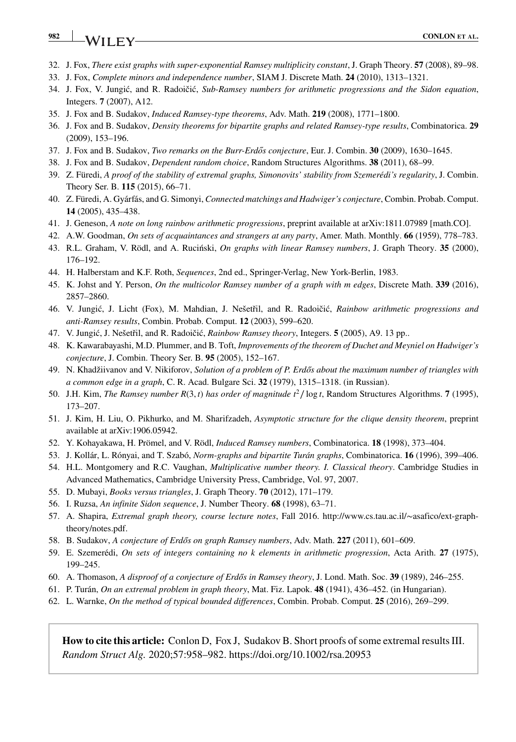32. J. Fox, *There exist graphs with super-exponential Ramsey multiplicity constant*, J. Graph Theory. **57** (2008), 89–98.
33. J. Fox, *Complete minors and independence number*, SIAM J. Discrete Math. **24** (2010), 1313–1321.
34. J. Fox, V. Jungić, and R. Radoičić, *Sub-Ramsey numbers for arithmetic progressions and the Sidon equation*, Integers. **7** (2007), A12.
35. J. Fox and B. Sudakov, *Induced Ramsey-type theorems*, Adv. Math. **219** (2008), 1771–1800.
36. J. Fox and B. Sudakov, *Density theorems for bipartite graphs and related Ramsey-type results*, Combinatorica. **29** (2009), 153–196.
37. J. Fox and B. Sudakov, *Two remarks on the Burr-Erdős conjecture*, Eur. J. Combin. **30** (2009), 1630–1645.
38. J. Fox and B. Sudakov, *Dependent random choice*, Random Structures Algorithms. **38** (2011), 68–99.
39. Z. Füredi, *A proof of the stability of extremal graphs, Simonovits' stability from Szemerédi's regularity*, J. Combin. Theory Ser. B. **115** (2015), 66–71.
40. Z. Füredi, A. Gyárfás, and G. Simonyi, *Connected matchings and Hadwiger's conjecture*, Combin. Probab. Comput. **14** (2005), 435–438.
41. J. Geneson, *A note on long rainbow arithmetic progressions*, preprint available at arXiv:1811.07989 [math.CO].
42. A.W. Goodman, *On sets of acquaintances and strangers at any party*, Amer. Math. Monthly. **66** (1959), 778–783.
43. R.L. Graham, V. Rödl, and A. Ruciński, *On graphs with linear Ramsey numbers*, J. Graph Theory. **35** (2000), 176–192.
44. H. Halberstam and K.F. Roth, *Sequences*, 2nd ed., Springer-Verlag, New York-Berlin, 1983.
45. K. Johst and Y. Person, *On the multicolor Ramsey number of a graph with m edges*, Discrete Math. **339** (2016), 2857–2860.
46. V. Jungić, J. Licht (Fox), M. Mahdian, J. Nešetřil, and R. Radoičić, *Rainbow arithmetic progressions and anti-Ramsey results*, Combin. Probab. Comput. **12** (2003), 599–620.
47. V. Jungić, J. Nešetřil, and R. Radoičić, *Rainbow Ramsey theory*, Integers. **5** (2005), A9. 13 pp..
48. K. Kawarabayashi, M.D. Plummer, and B. Toft, *Improvements of the theorem of Duchet and Meyniel on Hadwiger's conjecture*, J. Combin. Theory Ser. B. **95** (2005), 152–167.
49. N. Khadžiivanov and V. Nikiforov, *Solution of a problem of P. Erdős about the maximum number of triangles with a common edge in a graph*, C. R. Acad. Bulgare Sci. **32** (1979), 1315–1318. (in Russian).
50. J.H. Kim, *The Ramsey number $R(3, t)$ has order of magnitude $t^2/\log t$*, Random Structures Algorithms. **7** (1995), 173–207.
51. J. Kim, H. Liu, O. Pikhurko, and M. Sharifzadeh, *Asymptotic structure for the clique density theorem*, preprint available at arXiv:1906.05942.
52. Y. Kohayakawa, H. Prömel, and V. Rödl, *Induced Ramsey numbers*, Combinatorica. **18** (1998), 373–404.
53. J. Kollár, L. Rónyai, and T. Szabó, *Norm-graphs and bipartite Turán graphs*, Combinatorica. **16** (1996), 399–406.
54. H.L. Montgomery and R.C. Vaughan, *Multiplicative number theory. I. Classical theory*. Cambridge Studies in Advanced Mathematics, Cambridge University Press, Cambridge, Vol. 97, 2007.
55. D. Mubayi, *Books versus triangles*, J. Graph Theory. **70** (2012), 171–179.
56. I. Ruzsa, *An infinite Sidon sequence*, J. Number Theory. **68** (1998), 63–71.
57. A. Shapira, *Extremal graph theory, course lecture notes*, Fall 2016. http://www.cs.tau.ac.il/∼asafico/ext-graph-theory/notes.pdf.
58. B. Sudakov, *A conjecture of Erdős on graph Ramsey numbers*, Adv. Math. **227** (2011), 601–609.
59. E. Szemerédi, *On sets of integers containing no k elements in arithmetic progression*, Acta Arith. **27** (1975), 199–245.
60. A. Thomason, *A disproof of a conjecture of Erdős in Ramsey theory*, J. Lond. Math. Soc. **39** (1989), 246–255.
61. P. Turán, *On an extremal problem in graph theory*, Mat. Fiz. Lapok. **48** (1941), 436–452. (in Hungarian).
62. L. Warnke, *On the method of typical bounded differences*, Combin. Probab. Comput. **25** (2016), 269–299.

**How to cite this article:** Conlon D, Fox J, Sudakov B. Short proofs of some extremal results III. *Random Struct Alg.* 2020;57:958–982. https://doi.org/10.1002/rsa.20953